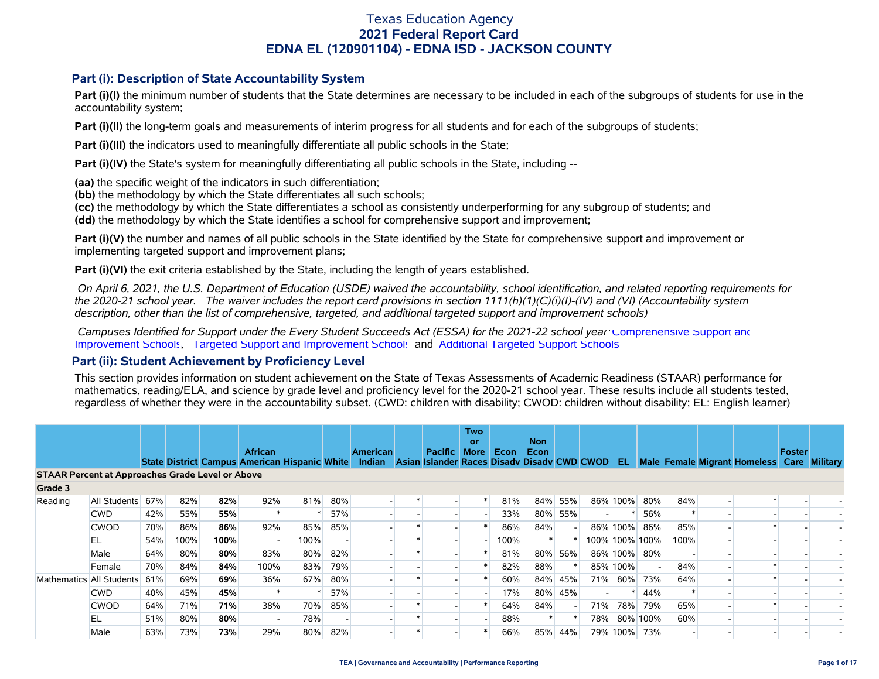# Texas Education Agency
# 2021 Federal Report Card
# EDNA EL (120901104) - EDNA ISD - JACKSON COUNTY

## Part (i): Description of State Accountability System

**Part (i)(I)** the minimum number of students that the State determines are necessary to be included in each of the subgroups of students for use in the accountability system;

**Part (i)(II)** the long-term goals and measurements of interim progress for all students and for each of the subgroups of students;

**Part (i)(III)** the indicators used to meaningfully differentiate all public schools in the State;

**Part (i)(IV)** the State's system for meaningfully differentiating all public schools in the State, including --

**(aa)** the specific weight of the indicators in such differentiation;
**(bb)** the methodology by which the State differentiates all such schools;
**(cc)** the methodology by which the State differentiates a school as consistently underperforming for any subgroup of students; and
**(dd)** the methodology by which the State identifies a school for comprehensive support and improvement;

**Part (i)(V)** the number and names of all public schools in the State identified by the State for comprehensive support and improvement or implementing targeted support and improvement plans;

**Part (i)(VI)** the exit criteria established by the State, including the length of years established.

*On April 6, 2021, the U.S. Department of Education (USDE) waived the accountability, school identification, and related reporting requirements for the 2020-21 school year. The waiver includes the report card provisions in section 1111(h)(1)(C)(i)(I)-(IV) and (VI) (Accountability system description, other than the list of comprehensive, targeted, and additional targeted support and improvement schools)*

*Campuses Identified for Support under the Every Student Succeeds Act (ESSA) for the 2021-22 school year:* Comprehensive Support and Improvement Schools, Targeted Support and Improvement Schools and Additional Targeted Support Schools

## Part (ii): Student Achievement by Proficiency Level

This section provides information on student achievement on the State of Texas Assessments of Academic Readiness (STAAR) performance for mathematics, reading/ELA, and science by grade level and proficiency level for the 2020-21 school year. These results include all students tested, regardless of whether they were in the accountability subset. (CWD: children with disability; CWOD: children without disability; EL: English learner)

| | | State | District | Campus | African American | Hispanic | White | American Indian | Asian | Pacific Islander | Two or More Races | Econ Disadv | Non Econ Disadv | CWD | CWOD | EL | Male | Female | Migrant | Homeless | Foster Care | Military |
|---|---|---|---|---|---|---|---|---|---|---|---|---|---|---|---|---|---|---|---|---|---|---|
| **STAAR Percent at Approaches Grade Level or Above** | | | | | | | | | | | | | | | | | | | | | | |
| **Grade 3** | | | | | | | | | | | | | | | | | | | | | | |
| Reading | All Students | 67% | 82% | **82%** | 92% | 81% | 80% | - | * | - | * | 81% | 84% | 55% | 86% | 100% | 80% | 84% | - | * | - | - |
| | CWD | 42% | 55% | **55%** | * | * | 57% | - | - | - | - | 33% | 80% | 55% | - | * | 56% | * | - | - | - | - |
| | CWOD | 70% | 86% | **86%** | 92% | 85% | 85% | - | * | - | * | 86% | 84% | - | 86% | 100% | 86% | 85% | - | * | - | - |
| | EL | 54% | 100% | **100%** | - | 100% | - | - | * | - | - | 100% | * | * | 100% | 100% | 100% | 100% | - | - | - | - |
| | Male | 64% | 80% | **80%** | 83% | 80% | 82% | - | * | - | * | 81% | 80% | 56% | 86% | 100% | 80% | - | - | - | - | - |
| | Female | 70% | 84% | **84%** | 100% | 83% | 79% | - | - | - | * | 82% | 88% | * | 85% | 100% | - | 84% | - | * | - | - |
| Mathematics | All Students | 61% | 69% | **69%** | 36% | 67% | 80% | - | * | - | * | 60% | 84% | 45% | 71% | 80% | 73% | 64% | - | * | - | - |
| | CWD | 40% | 45% | **45%** | * | * | 57% | - | - | - | - | 17% | 80% | 45% | - | * | 44% | * | - | - | - | - |
| | CWOD | 64% | 71% | **71%** | 38% | 70% | 85% | - | * | - | * | 64% | 84% | - | 71% | 78% | 79% | 65% | - | * | - | - |
| | EL | 51% | 80% | **80%** | - | 78% | - | - | * | - | - | 88% | * | * | 78% | 80% | 100% | 60% | - | - | - | - |
| | Male | 63% | 73% | **73%** | 29% | 80% | 82% | - | * | - | * | 66% | 85% | 44% | 79% | 100% | 73% | - | - | - | - | - |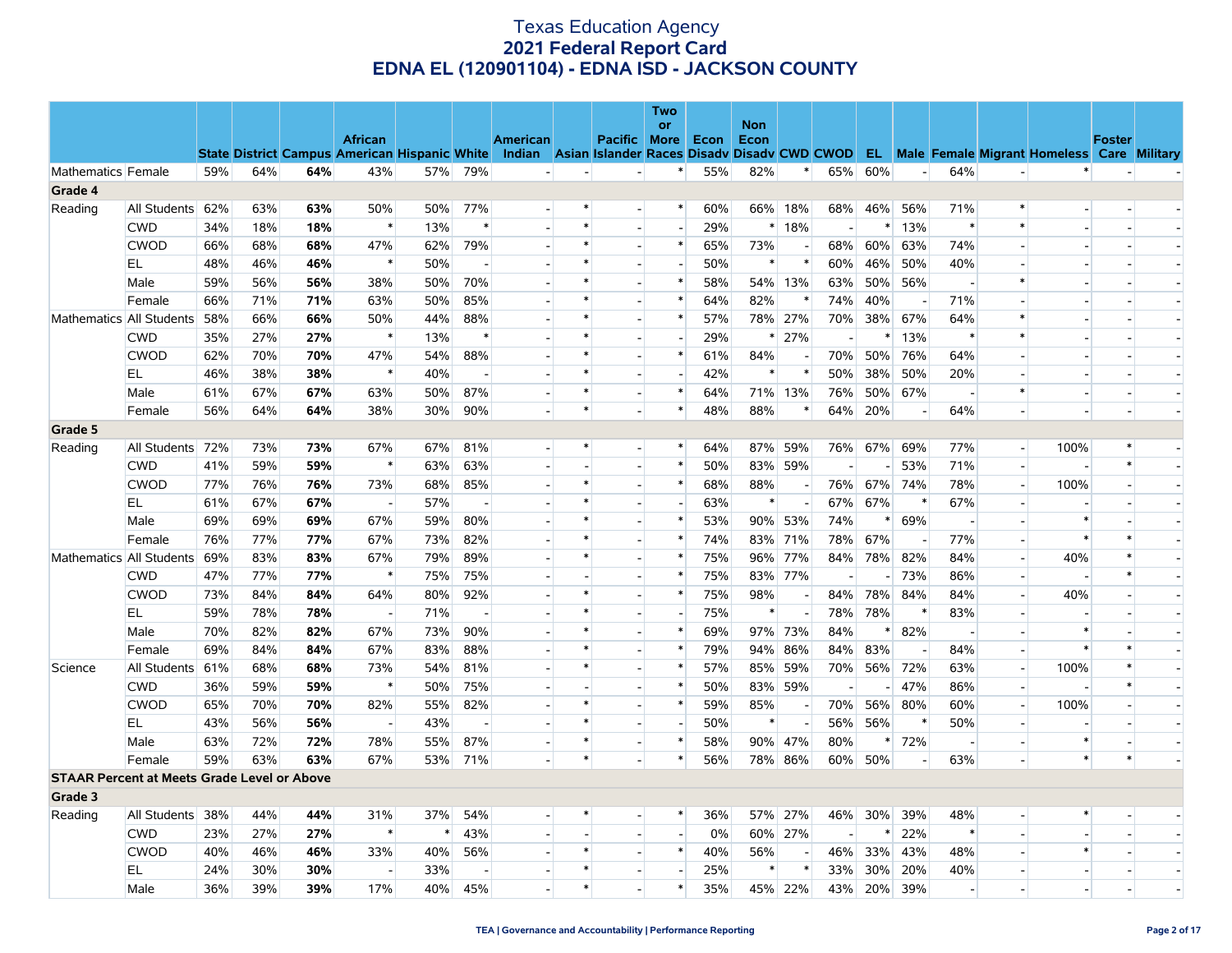# Texas Education Agency
## 2021 Federal Report Card
## EDNA EL (120901104) - EDNA ISD - JACKSON COUNTY

| | | State | District | Campus | African American | Hispanic | White | American Indian | Asian | Pacific Islander | Two or More Races | Econ Disadv | Non Econ Disadv | CWD | CWOD | EL | Male | Female | Migrant | Homeless | Foster Care | Military |
|---|---|---|---|---|---|---|---|---|---|---|---|---|---|---|---|---|---|---|---|---|---|---|
| Mathematics | Female | 59% | 64% | **64%** | 43% | 57% | 79% | - | - | - | * | 55% | 82% | * | 65% | 60% | - | 64% | - | * | - | - |
| **Grade 4** | | | | | | | | | | | | | | | | | | | | | | |
| Reading | All Students | 62% | 63% | **63%** | 50% | 50% | 77% | - | * | - | * | 60% | 66% | 18% | 68% | 46% | 56% | 71% | * | - | - | - |
| | CWD | 34% | 18% | **18%** | * | 13% | * | - | * | - | - | 29% | * | 18% | - | * | 13% | * | * | - | - | - |
| | CWOD | 66% | 68% | **68%** | 47% | 62% | 79% | - | * | - | * | 65% | 73% | - | 68% | 60% | 63% | 74% | - | - | - | - |
| | EL | 48% | 46% | **46%** | * | 50% | - | - | * | - | - | 50% | * | * | 60% | 46% | 50% | 40% | - | - | - | - |
| | Male | 59% | 56% | **56%** | 38% | 50% | 70% | - | * | - | * | 58% | 54% | 13% | 63% | 50% | 56% | - | * | - | - | - |
| | Female | 66% | 71% | **71%** | 63% | 50% | 85% | - | * | - | * | 64% | 82% | * | 74% | 40% | - | 71% | - | - | - | - |
| Mathematics | All Students | 58% | 66% | **66%** | 50% | 44% | 88% | - | * | - | * | 57% | 78% | 27% | 70% | 38% | 67% | 64% | * | - | - | - |
| | CWD | 35% | 27% | **27%** | * | 13% | * | - | * | - | - | 29% | * | 27% | - | * | 13% | * | * | - | - | - |
| | CWOD | 62% | 70% | **70%** | 47% | 54% | 88% | - | * | - | * | 61% | 84% | - | 70% | 50% | 76% | 64% | - | - | - | - |
| | EL | 46% | 38% | **38%** | * | 40% | - | - | * | - | - | 42% | * | * | 50% | 38% | 50% | 20% | - | - | - | - |
| | Male | 61% | 67% | **67%** | 63% | 50% | 87% | - | * | - | * | 64% | 71% | 13% | 76% | 50% | 67% | - | * | - | - | - |
| | Female | 56% | 64% | **64%** | 38% | 30% | 90% | - | * | - | * | 48% | 88% | * | 64% | 20% | - | 64% | - | - | - | - |
| **Grade 5** | | | | | | | | | | | | | | | | | | | | | | |
| Reading | All Students | 72% | 73% | **73%** | 67% | 67% | 81% | - | * | - | * | 64% | 87% | 59% | 76% | 67% | 69% | 77% | - | 100% | * | - |
| | CWD | 41% | 59% | **59%** | * | 63% | 63% | - | - | - | * | 50% | 83% | 59% | - | - | 53% | 71% | - | - | * | - |
| | CWOD | 77% | 76% | **76%** | 73% | 68% | 85% | - | * | - | * | 68% | 88% | - | 76% | 67% | 74% | 78% | - | 100% | - | - |
| | EL | 61% | 67% | **67%** | - | 57% | - | - | * | - | - | 63% | * | - | 67% | 67% | * | 67% | - | - | - | - |
| | Male | 69% | 69% | **69%** | 67% | 59% | 80% | - | * | - | * | 53% | 90% | 53% | 74% | * | 69% | - | - | * | - | - |
| | Female | 76% | 77% | **77%** | 67% | 73% | 82% | - | * | - | * | 74% | 83% | 71% | 78% | 67% | - | 77% | - | * | * | - |
| Mathematics | All Students | 69% | 83% | **83%** | 67% | 79% | 89% | - | * | - | * | 75% | 96% | 77% | 84% | 78% | 82% | 84% | - | 40% | * | - |
| | CWD | 47% | 77% | **77%** | * | 75% | 75% | - | - | - | * | 75% | 83% | 77% | - | - | 73% | 86% | - | - | * | - |
| | CWOD | 73% | 84% | **84%** | 64% | 80% | 92% | - | * | - | * | 75% | 98% | - | 84% | 78% | 84% | 84% | - | 40% | - | - |
| | EL | 59% | 78% | **78%** | - | 71% | - | - | * | - | - | 75% | * | - | 78% | 78% | * | 83% | - | - | - | - |
| | Male | 70% | 82% | **82%** | 67% | 73% | 90% | - | * | - | * | 69% | 97% | 73% | 84% | * | 82% | - | - | * | - | - |
| | Female | 69% | 84% | **84%** | 67% | 83% | 88% | - | * | - | * | 79% | 94% | 86% | 84% | 83% | - | 84% | - | * | * | - |
| Science | All Students | 61% | 68% | **68%** | 73% | 54% | 81% | - | * | - | * | 57% | 85% | 59% | 70% | 56% | 72% | 63% | - | 100% | * | - |
| | CWD | 36% | 59% | **59%** | * | 50% | 75% | - | - | - | * | 50% | 83% | 59% | - | - | 47% | 86% | - | - | * | - |
| | CWOD | 65% | 70% | **70%** | 82% | 55% | 82% | - | * | - | * | 59% | 85% | - | 70% | 56% | 80% | 60% | - | 100% | - | - |
| | EL | 43% | 56% | **56%** | - | 43% | - | - | * | - | - | 50% | * | - | 56% | 56% | * | 50% | - | - | - | - |
| | Male | 63% | 72% | **72%** | 78% | 55% | 87% | - | * | - | * | 58% | 90% | 47% | 80% | * | 72% | - | - | * | - | - |
| | Female | 59% | 63% | **63%** | 67% | 53% | 71% | - | * | - | * | 56% | 78% | 86% | 60% | 50% | - | 63% | - | * | * | - |
| **STAAR Percent at Meets Grade Level or Above** | | | | | | | | | | | | | | | | | | | | | | |
| **Grade 3** | | | | | | | | | | | | | | | | | | | | | | |
| Reading | All Students | 38% | 44% | **44%** | 31% | 37% | 54% | - | * | - | * | 36% | 57% | 27% | 46% | 30% | 39% | 48% | - | * | - | - |
| | CWD | 23% | 27% | **27%** | * | * | 43% | - | - | - | - | 0% | 60% | 27% | - | * | 22% | * | - | - | - | - |
| | CWOD | 40% | 46% | **46%** | 33% | 40% | 56% | - | * | - | * | 40% | 56% | - | 46% | 33% | 43% | 48% | - | * | - | - |
| | EL | 24% | 30% | **30%** | - | 33% | - | - | * | - | - | 25% | * | * | 33% | 30% | 20% | 40% | - | - | - | - |
| | Male | 36% | 39% | **39%** | 17% | 40% | 45% | - | * | - | * | 35% | 45% | 22% | 43% | 20% | 39% | - | - | - | - | - |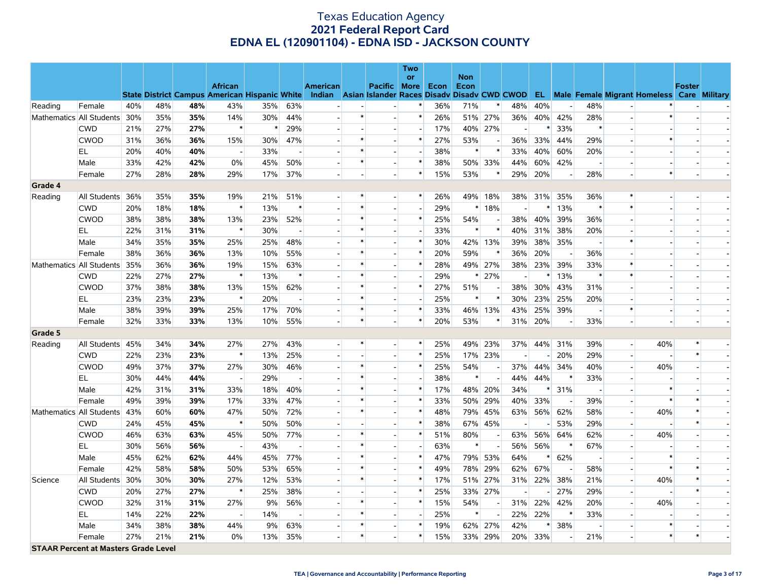# Texas Education Agency
## 2021 Federal Report Card
## EDNA EL (120901104) - EDNA ISD - JACKSON COUNTY

| | | State | District | Campus | African American | Hispanic | White | American Indian | Asian | Pacific Islander | Two or More Races | Econ Disadv | Non Econ Disadv | CWD | CWOD | EL | Male | Female | Migrant | Homeless | Foster Care | Military |
|---|---|---|---|---|---|---|---|---|---|---|---|---|---|---|---|---|---|---|---|---|---|---|
| Reading | Female | 40% | 48% | **48%** | 43% | 35% | 63% | - | - | - | * | 36% | 71% | * | 48% | 40% | - | 48% | - | * | - | - |
| Mathematics | All Students | 30% | 35% | **35%** | 14% | 30% | 44% | - | * | - | * | 26% | 51% | 27% | 36% | 40% | 42% | 28% | - | * | - | - |
| | CWD | 21% | 27% | **27%** | * | * | 29% | - | - | - | - | 17% | 40% | 27% | - | * | 33% | * | - | - | - | - |
| | CWOD | 31% | 36% | **36%** | 15% | 30% | 47% | - | * | - | * | 27% | 53% | - | 36% | 33% | 44% | 29% | - | * | - | - |
| | EL | 20% | 40% | **40%** | - | 33% | - | - | * | - | - | 38% | * | * | 33% | 40% | 60% | 20% | - | - | - | - |
| | Male | 33% | 42% | **42%** | 0% | 45% | 50% | - | * | - | * | 38% | 50% | 33% | 44% | 60% | 42% | - | - | - | - | - |
| | Female | 27% | 28% | **28%** | 29% | 17% | 37% | - | - | - | * | 15% | 53% | * | 29% | 20% | - | 28% | - | * | - | - |
| **Grade 4** | | | | | | | | | | | | | | | | | | | | | | |
| Reading | All Students | 36% | 35% | **35%** | 19% | 21% | 51% | - | * | - | * | 26% | 49% | 18% | 38% | 31% | 35% | 36% | * | - | - | - |
| | CWD | 20% | 18% | **18%** | * | 13% | * | - | * | - | - | 29% | * | 18% | - | * | 13% | * | * | - | - | - |
| | CWOD | 38% | 38% | **38%** | 13% | 23% | 52% | - | * | - | * | 25% | 54% | - | 38% | 40% | 39% | 36% | - | - | - | - |
| | EL | 22% | 31% | **31%** | * | 30% | - | - | * | - | - | 33% | * | * | 40% | 31% | 38% | 20% | - | - | - | - |
| | Male | 34% | 35% | **35%** | 25% | 25% | 48% | - | * | - | * | 30% | 42% | 13% | 39% | 38% | 35% | - | * | - | - | - |
| | Female | 38% | 36% | **36%** | 13% | 10% | 55% | - | * | - | * | 20% | 59% | * | 36% | 20% | - | 36% | - | - | - | - |
| Mathematics | All Students | 35% | 36% | **36%** | 19% | 15% | 63% | - | * | - | * | 28% | 49% | 27% | 38% | 23% | 39% | 33% | * | - | - | - |
| | CWD | 22% | 27% | **27%** | * | 13% | * | - | * | - | - | 29% | * | 27% | - | * | 13% | * | * | - | - | - |
| | CWOD | 37% | 38% | **38%** | 13% | 15% | 62% | - | * | - | * | 27% | 51% | - | 38% | 30% | 43% | 31% | - | - | - | - |
| | EL | 23% | 23% | **23%** | * | 20% | - | - | * | - | - | 25% | * | * | 30% | 23% | 25% | 20% | - | - | - | - |
| | Male | 38% | 39% | **39%** | 25% | 17% | 70% | - | * | - | * | 33% | 46% | 13% | 43% | 25% | 39% | - | * | - | - | - |
| | Female | 32% | 33% | **33%** | 13% | 10% | 55% | - | * | - | * | 20% | 53% | * | 31% | 20% | - | 33% | - | - | - | - |
| **Grade 5** | | | | | | | | | | | | | | | | | | | | | | |
| Reading | All Students | 45% | 34% | **34%** | 27% | 27% | 43% | - | * | - | * | 25% | 49% | 23% | 37% | 44% | 31% | 39% | - | 40% | * | - |
| | CWD | 22% | 23% | **23%** | * | 13% | 25% | - | - | - | * | 25% | 17% | 23% | - | - | 20% | 29% | - | - | * | - |
| | CWOD | 49% | 37% | **37%** | 27% | 30% | 46% | - | * | - | * | 25% | 54% | - | 37% | 44% | 34% | 40% | - | 40% | - | - |
| | EL | 30% | 44% | **44%** | - | 29% | - | - | * | - | - | 38% | * | - | 44% | 44% | * | 33% | - | - | - | - |
| | Male | 42% | 31% | **31%** | 33% | 18% | 40% | - | * | - | * | 17% | 48% | 20% | 34% | * | 31% | - | - | * | - | - |
| | Female | 49% | 39% | **39%** | 17% | 33% | 47% | - | * | - | * | 33% | 50% | 29% | 40% | 33% | - | 39% | - | * | * | - |
| Mathematics | All Students | 43% | 60% | **60%** | 47% | 50% | 72% | - | * | - | * | 48% | 79% | 45% | 63% | 56% | 62% | 58% | - | 40% | * | - |
| | CWD | 24% | 45% | **45%** | * | 50% | 50% | - | - | - | * | 38% | 67% | 45% | - | - | 53% | 29% | - | - | * | - |
| | CWOD | 46% | 63% | **63%** | 45% | 50% | 77% | - | * | - | * | 51% | 80% | - | 63% | 56% | 64% | 62% | - | 40% | - | - |
| | EL | 30% | 56% | **56%** | - | 43% | - | - | * | - | - | 63% | * | - | 56% | 56% | * | 67% | - | - | - | - |
| | Male | 45% | 62% | **62%** | 44% | 45% | 77% | - | * | - | * | 47% | 79% | 53% | 64% | * | 62% | - | - | * | - | - |
| | Female | 42% | 58% | **58%** | 50% | 53% | 65% | - | * | - | * | 49% | 78% | 29% | 62% | 67% | - | 58% | - | * | * | - |
| Science | All Students | 30% | 30% | **30%** | 27% | 12% | 53% | - | * | - | * | 17% | 51% | 27% | 31% | 22% | 38% | 21% | - | 40% | * | - |
| | CWD | 20% | 27% | **27%** | * | 25% | 38% | - | - | - | * | 25% | 33% | 27% | - | - | 27% | 29% | - | - | * | - |
| | CWOD | 32% | 31% | **31%** | 27% | 9% | 56% | - | * | - | * | 15% | 54% | - | 31% | 22% | 42% | 20% | - | 40% | - | - |
| | EL | 14% | 22% | **22%** | - | 14% | - | - | * | - | - | 25% | * | - | 22% | 22% | * | 33% | - | - | - | - |
| | Male | 34% | 38% | **38%** | 44% | 9% | 63% | - | * | - | * | 19% | 62% | 27% | 42% | * | 38% | - | - | * | - | - |
| | Female | 27% | 21% | **21%** | 0% | 13% | 35% | - | * | - | * | 15% | 33% | 29% | 20% | 33% | - | 21% | - | * | * | - |
| **STAAR Percent at Masters Grade Level** | | | | | | | | | | | | | | | | | | | | | | |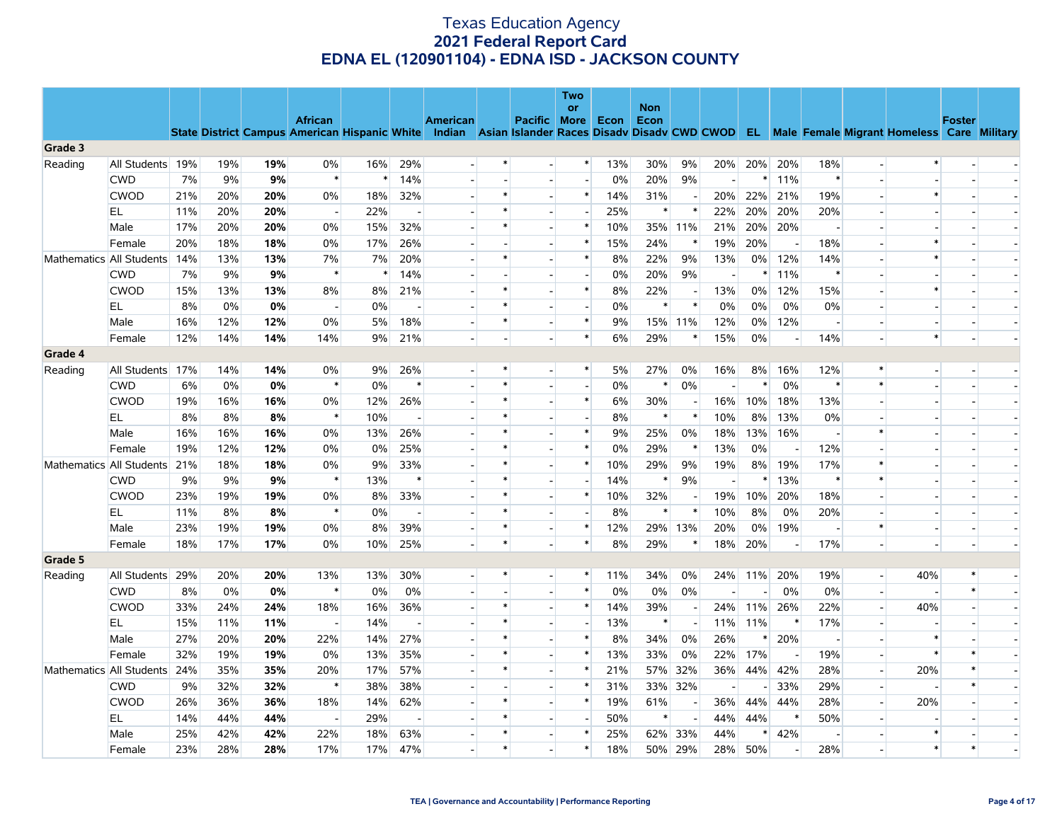# Texas Education Agency
## 2021 Federal Report Card
## EDNA EL (120901104) - EDNA ISD - JACKSON COUNTY

| | | State | District | Campus | African American | Hispanic | White | American Indian | Asian | Pacific Islander | Two or More Races | Econ Disadv | Non Econ Disadv | CWD | CWOD | EL | Male | Female | Migrant | Homeless | Foster Care | Military |
|---|---|---|---|---|---|---|---|---|---|---|---|---|---|---|---|---|---|---|---|---|---|---|
| **Grade 3** | | | | | | | | | | | | | | | | | | | | | | |
| Reading | All Students | 19% | 19% | **19%** | 0% | 16% | 29% | - | * | - | * | 13% | 30% | 9% | 20% | 20% | 20% | 18% | - | * | - | - |
| | CWD | 7% | 9% | **9%** | * | * | 14% | - | - | - | - | 0% | 20% | 9% | - | * | 11% | * | - | - | - | - |
| | CWOD | 21% | 20% | **20%** | 0% | 18% | 32% | - | * | - | * | 14% | 31% | - | 20% | 22% | 21% | 19% | - | * | - | - |
| | EL | 11% | 20% | **20%** | - | 22% | - | - | * | - | - | 25% | * | * | 22% | 20% | 20% | 20% | - | - | - | - |
| | Male | 17% | 20% | **20%** | 0% | 15% | 32% | - | * | - | * | 10% | 35% | 11% | 21% | 20% | 20% | - | - | - | - | - |
| | Female | 20% | 18% | **18%** | 0% | 17% | 26% | - | - | - | * | 15% | 24% | * | 19% | 20% | - | 18% | - | * | - | - |
| Mathematics | All Students | 14% | 13% | **13%** | 7% | 7% | 20% | - | * | - | * | 8% | 22% | 9% | 13% | 0% | 12% | 14% | - | * | - | - |
| | CWD | 7% | 9% | **9%** | * | * | 14% | - | - | - | - | 0% | 20% | 9% | - | * | 11% | * | - | - | - | - |
| | CWOD | 15% | 13% | **13%** | 8% | 8% | 21% | - | * | - | * | 8% | 22% | - | 13% | 0% | 12% | 15% | - | * | - | - |
| | EL | 8% | 0% | **0%** | - | 0% | - | - | * | - | - | 0% | * | * | 0% | 0% | 0% | 0% | - | - | - | - |
| | Male | 16% | 12% | **12%** | 0% | 5% | 18% | - | * | - | * | 9% | 15% | 11% | 12% | 0% | 12% | - | - | - | - | - |
| | Female | 12% | 14% | **14%** | 14% | 9% | 21% | - | - | - | * | 6% | 29% | * | 15% | 0% | - | 14% | - | * | - | - |
| **Grade 4** | | | | | | | | | | | | | | | | | | | | | | |
| Reading | All Students | 17% | 14% | **14%** | 0% | 9% | 26% | - | * | - | * | 5% | 27% | 0% | 16% | 8% | 16% | 12% | * | - | - | - |
| | CWD | 6% | 0% | **0%** | * | 0% | * | - | * | - | - | 0% | * | 0% | - | * | 0% | * | * | - | - | - |
| | CWOD | 19% | 16% | **16%** | 0% | 12% | 26% | - | * | - | * | 6% | 30% | - | 16% | 10% | 18% | 13% | - | - | - | - |
| | EL | 8% | 8% | **8%** | * | 10% | - | - | * | - | - | 8% | * | * | 10% | 8% | 13% | 0% | - | - | - | - |
| | Male | 16% | 16% | **16%** | 0% | 13% | 26% | - | * | - | * | 9% | 25% | 0% | 18% | 13% | 16% | - | * | - | - | - |
| | Female | 19% | 12% | **12%** | 0% | 0% | 25% | - | * | - | * | 0% | 29% | * | 13% | 0% | - | 12% | - | - | - | - |
| Mathematics | All Students | 21% | 18% | **18%** | 0% | 9% | 33% | - | * | - | * | 10% | 29% | 9% | 19% | 8% | 19% | 17% | * | - | - | - |
| | CWD | 9% | 9% | **9%** | * | 13% | * | - | * | - | - | 14% | * | 9% | - | * | 13% | * | * | - | - | - |
| | CWOD | 23% | 19% | **19%** | 0% | 8% | 33% | - | * | - | * | 10% | 32% | - | 19% | 10% | 20% | 18% | - | - | - | - |
| | EL | 11% | 8% | **8%** | * | 0% | - | - | * | - | - | 8% | * | * | 10% | 8% | 0% | 20% | - | - | - | - |
| | Male | 23% | 19% | **19%** | 0% | 8% | 39% | - | * | - | * | 12% | 29% | 13% | 20% | 0% | 19% | - | * | - | - | - |
| | Female | 18% | 17% | **17%** | 0% | 10% | 25% | - | * | - | * | 8% | 29% | * | 18% | 20% | - | 17% | - | - | - | - |
| **Grade 5** | | | | | | | | | | | | | | | | | | | | | | |
| Reading | All Students | 29% | 20% | **20%** | 13% | 13% | 30% | - | * | - | * | 11% | 34% | 0% | 24% | 11% | 20% | 19% | - | 40% | * | - |
| | CWD | 8% | 0% | **0%** | * | 0% | 0% | - | - | - | * | 0% | 0% | 0% | - | - | 0% | 0% | - | - | * | - |
| | CWOD | 33% | 24% | **24%** | 18% | 16% | 36% | - | * | - | * | 14% | 39% | - | 24% | 11% | 26% | 22% | - | 40% | - | - |
| | EL | 15% | 11% | **11%** | - | 14% | - | - | * | - | - | 13% | * | - | 11% | 11% | * | 17% | - | - | - | - |
| | Male | 27% | 20% | **20%** | 22% | 14% | 27% | - | * | - | * | 8% | 34% | 0% | 26% | * | 20% | - | - | * | - | - |
| | Female | 32% | 19% | **19%** | 0% | 13% | 35% | - | * | - | * | 13% | 33% | 0% | 22% | 17% | - | 19% | - | * | * | - |
| Mathematics | All Students | 24% | 35% | **35%** | 20% | 17% | 57% | - | * | - | * | 21% | 57% | 32% | 36% | 44% | 42% | 28% | - | 20% | * | - |
| | CWD | 9% | 32% | **32%** | * | 38% | 38% | - | - | - | * | 31% | 33% | 32% | - | - | 33% | 29% | - | - | * | - |
| | CWOD | 26% | 36% | **36%** | 18% | 14% | 62% | - | * | - | * | 19% | 61% | - | 36% | 44% | 44% | 28% | - | 20% | - | - |
| | EL | 14% | 44% | **44%** | - | 29% | - | - | * | - | - | 50% | * | - | 44% | 44% | * | 50% | - | - | - | - |
| | Male | 25% | 42% | **42%** | 22% | 18% | 63% | - | * | - | * | 25% | 62% | 33% | 44% | * | 42% | - | - | * | - | - |
| | Female | 23% | 28% | **28%** | 17% | 17% | 47% | - | * | - | * | 18% | 50% | 29% | 28% | 50% | - | 28% | - | * | * | - |

TEA | Governance and Accountability | Performance Reporting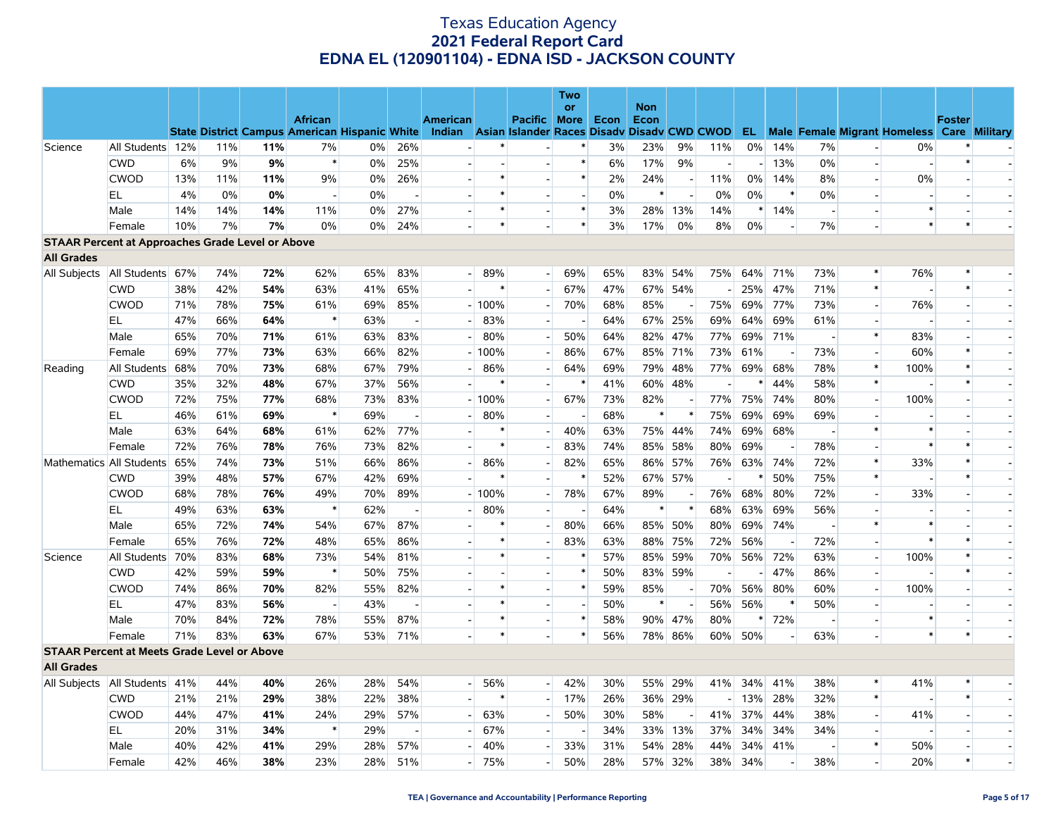# Texas Education Agency
## 2021 Federal Report Card
## EDNA EL (120901104) - EDNA ISD - JACKSON COUNTY

| | | State | District | Campus | African American | Hispanic | White | American Indian | Asian | Pacific Islander | Two or More Races | Econ Disadv | Non Econ Disadv | CWD | CWOD | EL | Male | Female | Migrant | Homeless | Foster Care | Military |
|---|---|---|---|---|---|---|---|---|---|---|---|---|---|---|---|---|---|---|---|---|---|---|
| Science | All Students | 12% | 11% | **11%** | 7% | 0% | 26% | - | * | - | * | 3% | 23% | 9% | 11% | 0% | 14% | 7% | - | 0% | * | - |
| | CWD | 6% | 9% | **9%** | * | 0% | 25% | - | - | - | * | 6% | 17% | 9% | - | - | 13% | 0% | - | - | * | - |
| | CWOD | 13% | 11% | **11%** | 9% | 0% | 26% | - | * | - | * | 2% | 24% | - | 11% | 0% | 14% | 8% | - | 0% | - | - |
| | EL | 4% | 0% | **0%** | - | 0% | - | - | * | - | - | 0% | * | - | 0% | 0% | * | 0% | - | - | - | - |
| | Male | 14% | 14% | **14%** | 11% | 0% | 27% | - | * | - | * | 3% | 28% | 13% | 14% | * | 14% | - | - | * | - | - |
| | Female | 10% | 7% | **7%** | 0% | 0% | 24% | - | * | - | * | 3% | 17% | 0% | 8% | 0% | - | 7% | - | * | * | - |
| **STAAR Percent at Approaches Grade Level or Above** | | | | | | | | | | | | | | | | | | | | | | |
| **All Grades** | | | | | | | | | | | | | | | | | | | | | | |
| All Subjects | All Students | 67% | 74% | **72%** | 62% | 65% | 83% | - | 89% | - | 69% | 65% | 83% | 54% | 75% | 64% | 71% | 73% | * | 76% | * | - |
| | CWD | 38% | 42% | **54%** | 63% | 41% | 65% | - | * | - | 67% | 47% | 67% | 54% | - | 25% | 47% | 71% | * | - | * | - |
| | CWOD | 71% | 78% | **75%** | 61% | 69% | 85% | - | 100% | - | 70% | 68% | 85% | - | 75% | 69% | 77% | 73% | - | 76% | - | - |
| | EL | 47% | 66% | **64%** | * | 63% | - | - | 83% | - | - | 64% | 67% | 25% | 69% | 64% | 69% | 61% | - | - | - | - |
| | Male | 65% | 70% | **71%** | 61% | 63% | 83% | - | 80% | - | 50% | 64% | 82% | 47% | 77% | 69% | 71% | - | * | 83% | - | - |
| | Female | 69% | 77% | **73%** | 63% | 66% | 82% | - | 100% | - | 86% | 67% | 85% | 71% | 73% | 61% | - | 73% | - | 60% | * | - |
| Reading | All Students | 68% | 70% | **73%** | 68% | 67% | 79% | - | 86% | - | 64% | 69% | 79% | 48% | 77% | 69% | 68% | 78% | * | 100% | * | - |
| | CWD | 35% | 32% | **48%** | 67% | 37% | 56% | - | * | - | * | 41% | 60% | 48% | - | * | 44% | 58% | * | - | * | - |
| | CWOD | 72% | 75% | **77%** | 68% | 73% | 83% | - | 100% | - | 67% | 73% | 82% | - | 77% | 75% | 74% | 80% | - | 100% | - | - |
| | EL | 46% | 61% | **69%** | * | 69% | - | - | 80% | - | - | 68% | * | * | 75% | 69% | 69% | 69% | - | - | - | - |
| | Male | 63% | 64% | **68%** | 61% | 62% | 77% | - | * | - | 40% | 63% | 75% | 44% | 74% | 69% | 68% | - | * | * | - | - |
| | Female | 72% | 76% | **78%** | 76% | 73% | 82% | - | * | - | 83% | 74% | 85% | 58% | 80% | 69% | - | 78% | - | * | * | - |
| Mathematics | All Students | 65% | 74% | **73%** | 51% | 66% | 86% | - | 86% | - | 82% | 65% | 86% | 57% | 76% | 63% | 74% | 72% | * | 33% | * | - |
| | CWD | 39% | 48% | **57%** | 67% | 42% | 69% | - | * | - | * | 52% | 67% | 57% | - | * | 50% | 75% | * | - | * | - |
| | CWOD | 68% | 78% | **76%** | 49% | 70% | 89% | - | 100% | - | 78% | 67% | 89% | - | 76% | 68% | 80% | 72% | - | 33% | - | - |
| | EL | 49% | 63% | **63%** | * | 62% | - | - | 80% | - | - | 64% | * | * | 68% | 63% | 69% | 56% | - | - | - | - |
| | Male | 65% | 72% | **74%** | 54% | 67% | 87% | - | * | - | 80% | 66% | 85% | 50% | 80% | 69% | 74% | - | * | * | - | - |
| | Female | 65% | 76% | **72%** | 48% | 65% | 86% | - | * | - | 83% | 63% | 88% | 75% | 72% | 56% | - | 72% | - | * | * | - |
| Science | All Students | 70% | 83% | **68%** | 73% | 54% | 81% | - | * | - | * | 57% | 85% | 59% | 70% | 56% | 72% | 63% | - | 100% | * | - |
| | CWD | 42% | 59% | **59%** | * | 50% | 75% | - | - | - | * | 50% | 83% | 59% | - | - | 47% | 86% | - | - | * | - |
| | CWOD | 74% | 86% | **70%** | 82% | 55% | 82% | - | * | - | * | 59% | 85% | - | 70% | 56% | 80% | 60% | - | 100% | - | - |
| | EL | 47% | 83% | **56%** | - | 43% | - | - | * | - | - | 50% | * | - | 56% | 56% | * | 50% | - | - | - | - |
| | Male | 70% | 84% | **72%** | 78% | 55% | 87% | - | * | - | * | 58% | 90% | 47% | 80% | * | 72% | - | - | * | - | - |
| | Female | 71% | 83% | **63%** | 67% | 53% | 71% | - | * | - | * | 56% | 78% | 86% | 60% | 50% | - | 63% | - | * | * | - |
| **STAAR Percent at Meets Grade Level or Above** | | | | | | | | | | | | | | | | | | | | | | |
| **All Grades** | | | | | | | | | | | | | | | | | | | | | | |
| All Subjects | All Students | 41% | 44% | **40%** | 26% | 28% | 54% | - | 56% | - | 42% | 30% | 55% | 29% | 41% | 34% | 41% | 38% | * | 41% | * | - |
| | CWD | 21% | 21% | **29%** | 38% | 22% | 38% | - | * | - | 17% | 26% | 36% | 29% | - | 13% | 28% | 32% | * | - | * | - |
| | CWOD | 44% | 47% | **41%** | 24% | 29% | 57% | - | 63% | - | 50% | 30% | 58% | - | 41% | 37% | 44% | 38% | - | 41% | - | - |
| | EL | 20% | 31% | **34%** | * | 29% | - | - | 67% | - | - | 34% | 33% | 13% | 37% | 34% | 34% | 34% | - | - | - | - |
| | Male | 40% | 42% | **41%** | 29% | 28% | 57% | - | 40% | - | 33% | 31% | 54% | 28% | 44% | 34% | 41% | - | * | 50% | - | - |
| | Female | 42% | 46% | **38%** | 23% | 28% | 51% | - | 75% | - | 50% | 28% | 57% | 32% | 38% | 34% | - | 38% | - | 20% | * | - |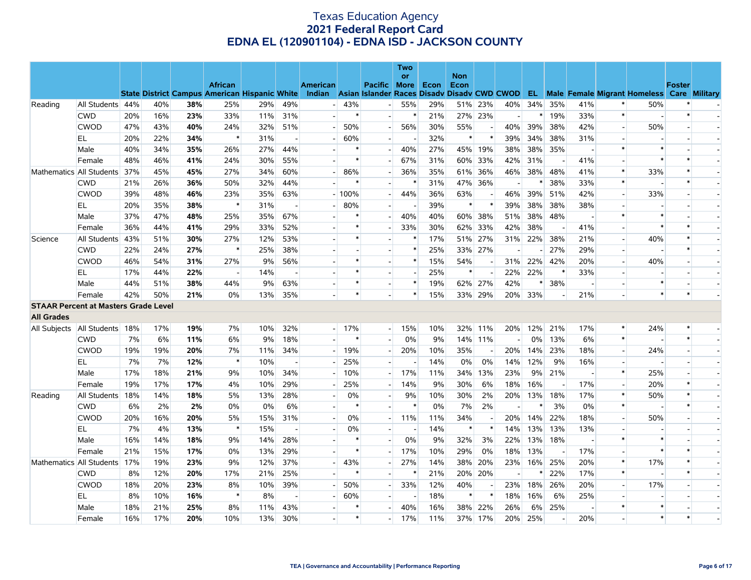# Texas Education Agency
## 2021 Federal Report Card
### EDNA EL (120901104) - EDNA ISD - JACKSON COUNTY

| | | State | District | Campus | African American | Hispanic | White | American Indian | Asian | Pacific Islander | Two or More Races | Econ Disadv | Non Econ Disadv | CWD | CWOD | EL | Male | Female | Migrant | Homeless | Foster Care | Military |
|---|---|---|---|---|---|---|---|---|---|---|---|---|---|---|---|---|---|---|---|---|---|---|
| Reading | All Students | 44% | 40% | **38%** | 25% | 29% | 49% | - | 43% | - | 55% | 29% | 51% | 23% | 40% | 34% | 35% | 41% | * | 50% | * | - |
| | CWD | 20% | 16% | **23%** | 33% | 11% | 31% | - | * | - | * | 21% | 27% | 23% | - | * | 19% | 33% | * | - | * | - |
| | CWOD | 47% | 43% | **40%** | 24% | 32% | 51% | - | 50% | - | 56% | 30% | 55% | - | 40% | 39% | 38% | 42% | - | 50% | - | - |
| | EL | 20% | 22% | **34%** | * | 31% | - | - | 60% | - | - | 32% | * | * | 39% | 34% | 38% | 31% | - | - | - | - |
| | Male | 40% | 34% | **35%** | 26% | 27% | 44% | - | * | - | 40% | 27% | 45% | 19% | 38% | 38% | 35% | - | * | * | - | - |
| | Female | 48% | 46% | **41%** | 24% | 30% | 55% | - | * | - | 67% | 31% | 60% | 33% | 42% | 31% | - | 41% | - | * | * | - |
| Mathematics | All Students | 37% | 45% | **45%** | 27% | 34% | 60% | - | 86% | - | 36% | 35% | 61% | 36% | 46% | 38% | 48% | 41% | * | 33% | * | - |
| | CWD | 21% | 26% | **36%** | 50% | 32% | 44% | - | * | - | * | 31% | 47% | 36% | - | * | 38% | 33% | * | - | * | - |
| | CWOD | 39% | 48% | **46%** | 23% | 35% | 63% | - | 100% | - | 44% | 36% | 63% | - | 46% | 39% | 51% | 42% | - | 33% | - | - |
| | EL | 20% | 35% | **38%** | * | 31% | - | - | 80% | - | - | 39% | * | * | 39% | 38% | 38% | 38% | - | - | - | - |
| | Male | 37% | 47% | **48%** | 25% | 35% | 67% | - | * | - | 40% | 40% | 60% | 38% | 51% | 38% | 48% | - | * | * | - | - |
| | Female | 36% | 44% | **41%** | 29% | 33% | 52% | - | * | - | 33% | 30% | 62% | 33% | 42% | 38% | - | 41% | - | * | * | - |
| Science | All Students | 43% | 51% | **30%** | 27% | 12% | 53% | - | * | - | * | 17% | 51% | 27% | 31% | 22% | 38% | 21% | - | 40% | * | - |
| | CWD | 22% | 24% | **27%** | * | 25% | 38% | - | - | - | * | 25% | 33% | 27% | - | - | 27% | 29% | - | - | * | - |
| | CWOD | 46% | 54% | **31%** | 27% | 9% | 56% | - | * | - | * | 15% | 54% | - | 31% | 22% | 42% | 20% | - | 40% | - | - |
| | EL | 17% | 44% | **22%** | - | 14% | - | - | * | - | - | 25% | * | - | 22% | 22% | * | 33% | - | - | - | - |
| | Male | 44% | 51% | **38%** | 44% | 9% | 63% | - | * | - | * | 19% | 62% | 27% | 42% | * | 38% | - | - | * | - | - |
| | Female | 42% | 50% | **21%** | 0% | 13% | 35% | - | * | - | * | 15% | 33% | 29% | 20% | 33% | - | 21% | - | * | * | - |
| **STAAR Percent at Masters Grade Level** | | | | | | | | | | | | | | | | | | | | | | |
| **All Grades** | | | | | | | | | | | | | | | | | | | | | | |
| All Subjects | All Students | 18% | 17% | **19%** | 7% | 10% | 32% | - | 17% | - | 15% | 10% | 32% | 11% | 20% | 12% | 21% | 17% | * | 24% | * | - |
| | CWD | 7% | 6% | **11%** | 6% | 9% | 18% | - | * | - | 0% | 9% | 14% | 11% | - | 0% | 13% | 6% | * | - | * | - |
| | CWOD | 19% | 19% | **20%** | 7% | 11% | 34% | - | 19% | - | 20% | 10% | 35% | - | 20% | 14% | 23% | 18% | - | 24% | - | - |
| | EL | 7% | 7% | **12%** | * | 10% | - | - | 25% | - | - | 14% | 0% | 0% | 14% | 12% | 9% | 16% | - | - | - | - |
| | Male | 17% | 18% | **21%** | 9% | 10% | 34% | - | 10% | - | 17% | 11% | 34% | 13% | 23% | 9% | 21% | - | * | 25% | - | - |
| | Female | 19% | 17% | **17%** | 4% | 10% | 29% | - | 25% | - | 14% | 9% | 30% | 6% | 18% | 16% | - | 17% | - | 20% | * | - |
| Reading | All Students | 18% | 14% | **18%** | 5% | 13% | 28% | - | 0% | - | 9% | 10% | 30% | 2% | 20% | 13% | 18% | 17% | * | 50% | * | - |
| | CWD | 6% | 2% | **2%** | 0% | 0% | 6% | - | * | - | * | 0% | 7% | 2% | - | * | 3% | 0% | * | - | * | - |
| | CWOD | 20% | 16% | **20%** | 5% | 15% | 31% | - | 0% | - | 11% | 11% | 34% | - | 20% | 14% | 22% | 18% | - | 50% | - | - |
| | EL | 7% | 4% | **13%** | * | 15% | - | - | 0% | - | - | 14% | * | * | 14% | 13% | 13% | 13% | - | - | - | - |
| | Male | 16% | 14% | **18%** | 9% | 14% | 28% | - | * | - | 0% | 9% | 32% | 3% | 22% | 13% | 18% | - | * | * | - | - |
| | Female | 21% | 15% | **17%** | 0% | 13% | 29% | - | * | - | 17% | 10% | 29% | 0% | 18% | 13% | - | 17% | - | * | * | - |
| Mathematics | All Students | 17% | 19% | **23%** | 9% | 12% | 37% | - | 43% | - | 27% | 14% | 38% | 20% | 23% | 16% | 25% | 20% | * | 17% | * | - |
| | CWD | 8% | 12% | **20%** | 17% | 21% | 25% | - | * | - | * | 21% | 20% | 20% | - | * | 22% | 17% | * | - | * | - |
| | CWOD | 18% | 20% | **23%** | 8% | 10% | 39% | - | 50% | - | 33% | 12% | 40% | - | 23% | 18% | 26% | 20% | - | 17% | - | - |
| | EL | 8% | 10% | **16%** | * | 8% | - | - | 60% | - | - | 18% | * | * | 18% | 16% | 6% | 25% | - | - | - | - |
| | Male | 18% | 21% | **25%** | 8% | 11% | 43% | - | * | - | 40% | 16% | 38% | 22% | 26% | 6% | 25% | - | * | * | - | - |
| | Female | 16% | 17% | **20%** | 10% | 13% | 30% | - | * | - | 17% | 11% | 37% | 17% | 20% | 25% | - | 20% | - | * | * | - |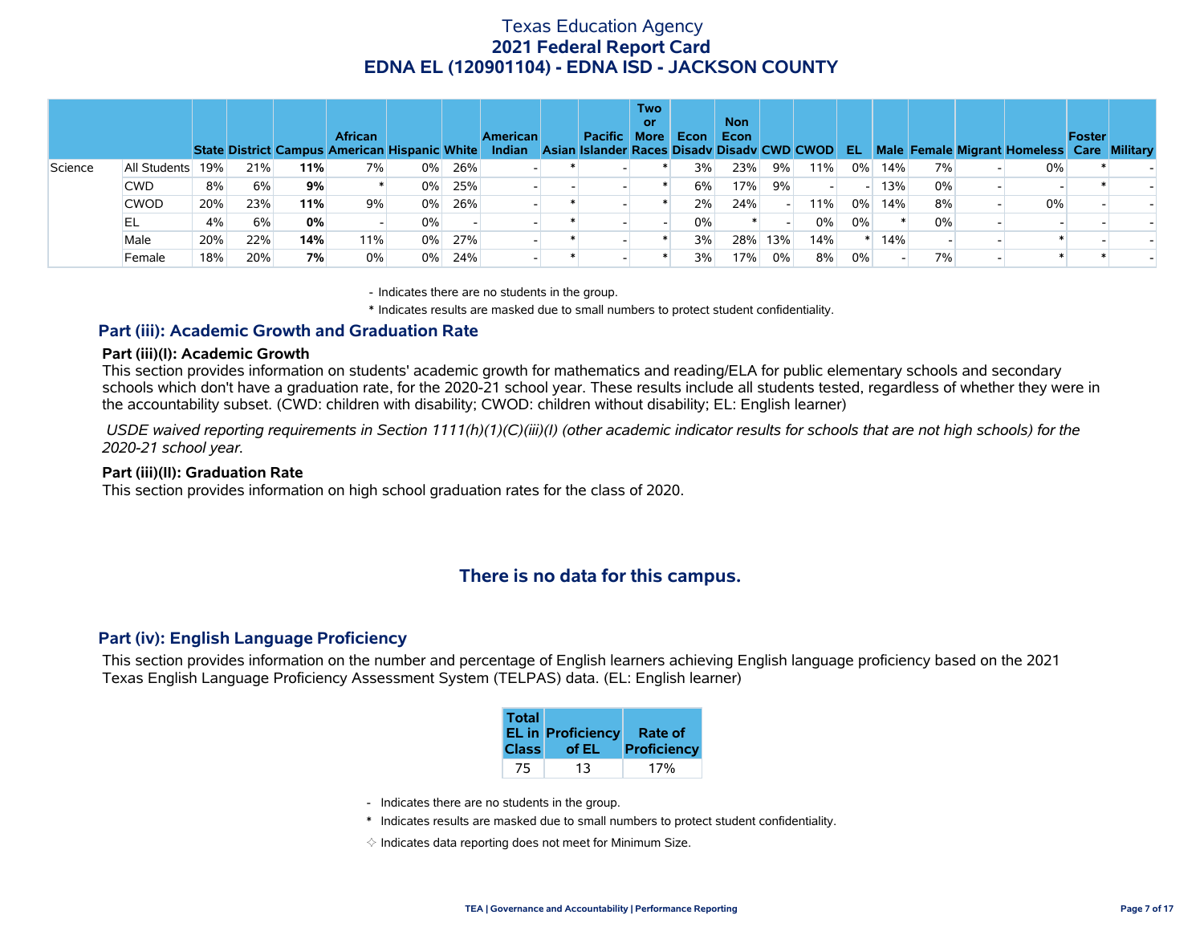# Texas Education Agency
## 2021 Federal Report Card
## EDNA EL (120901104) - EDNA ISD - JACKSON COUNTY

| | | State | District | Campus | African American | Hispanic | White | American Indian | Asian | Pacific Islander | Two or More Races | Econ Disadv | Non Econ Disadv | CWD | CWOD | EL | Male | Female | Migrant | Homeless | Foster Care | Military |
|---|---|---|---|---|---|---|---|---|---|---|---|---|---|---|---|---|---|---|---|---|---|---|
| Science | All Students | 19% | 21% | **11%** | 7% | 0% | 26% | - | * | - | * | 3% | 23% | 9% | 11% | 0% | 14% | 7% | - | 0% | * | - |
| | CWD | 8% | 6% | **9%** | * | 0% | 25% | - | - | - | * | 6% | 17% | 9% | - | - | 13% | 0% | - | - | * | - |
| | CWOD | 20% | 23% | **11%** | 9% | 0% | 26% | - | * | - | * | 2% | 24% | - | 11% | 0% | 14% | 8% | - | 0% | - | - |
| | EL | 4% | 6% | **0%** | - | 0% | - | - | * | - | - | 0% | * | - | 0% | 0% | * | 0% | - | - | - | - |
| | Male | 20% | 22% | **14%** | 11% | 0% | 27% | - | * | - | * | 3% | 28% | 13% | 14% | * | 14% | - | - | * | - | - |
| | Female | 18% | 20% | **7%** | 0% | 0% | 24% | - | * | - | * | 3% | 17% | 0% | 8% | 0% | - | 7% | - | * | * | - |

- Indicates there are no students in the group.

\* Indicates results are masked due to small numbers to protect student confidentiality.

### Part (iii): Academic Growth and Graduation Rate

**Part (iii)(I): Academic Growth**

This section provides information on students' academic growth for mathematics and reading/ELA for public elementary schools and secondary schools which don't have a graduation rate, for the 2020-21 school year. These results include all students tested, regardless of whether they were in the accountability subset. (CWD: children with disability; CWOD: children without disability; EL: English learner)

*USDE waived reporting requirements in Section 1111(h)(1)(C)(iii)(I) (other academic indicator results for schools that are not high schools) for the 2020-21 school year.*

**Part (iii)(II): Graduation Rate**

This section provides information on high school graduation rates for the class of 2020.

**There is no data for this campus.**

### Part (iv): English Language Proficiency

This section provides information on the number and percentage of English learners achieving English language proficiency based on the 2021 Texas English Language Proficiency Assessment System (TELPAS) data. (EL: English learner)

| Total EL in Class | Proficiency of EL | Rate of Proficiency |
|---|---|---|
| 75 | 13 | 17% |

- Indicates there are no students in the group.

\* Indicates results are masked due to small numbers to protect student confidentiality.

✧ Indicates data reporting does not meet for Minimum Size.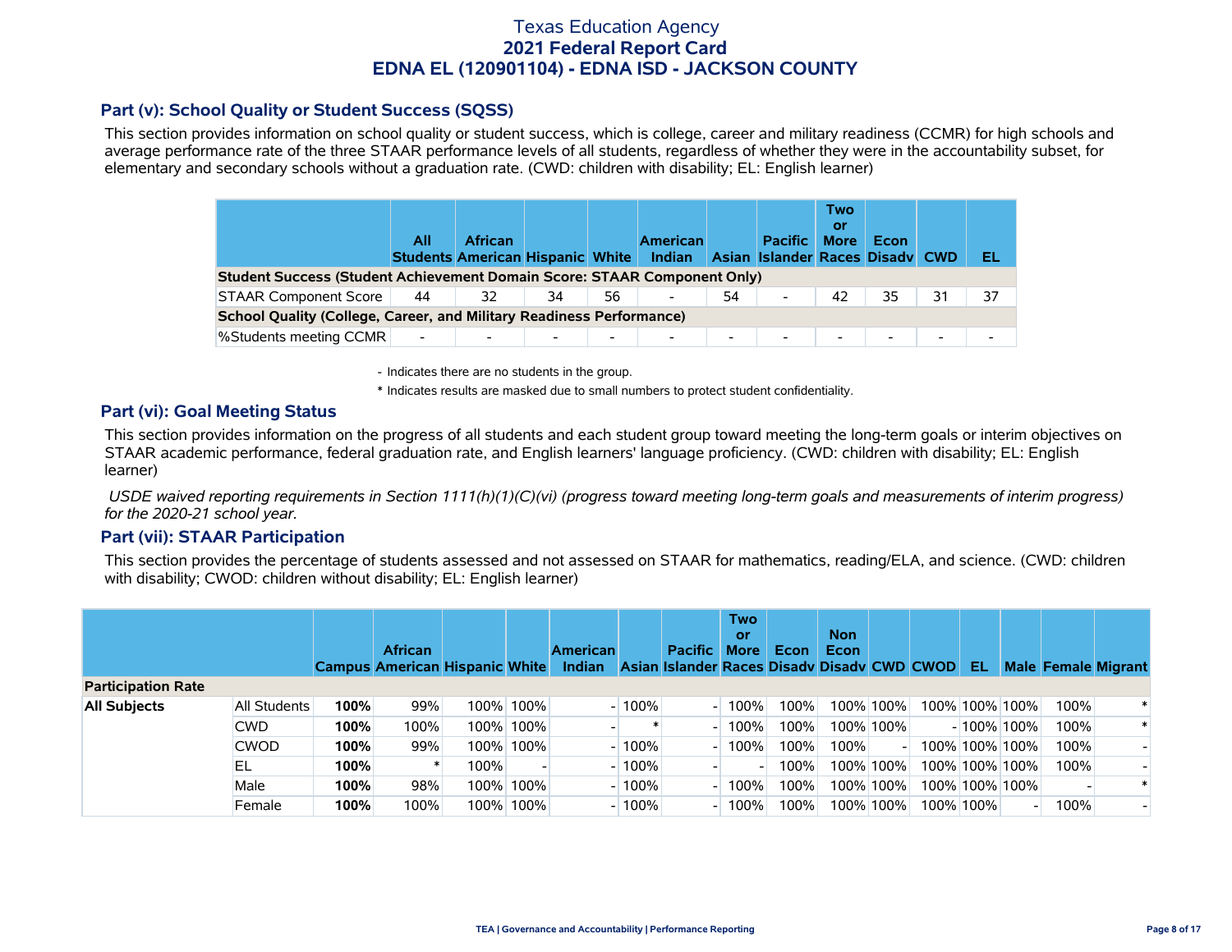# Texas Education Agency
## 2021 Federal Report Card
## EDNA EL (120901104) - EDNA ISD - JACKSON COUNTY

### Part (v): School Quality or Student Success (SQSS)

This section provides information on school quality or student success, which is college, career and military readiness (CCMR) for high schools and average performance rate of the three STAAR performance levels of all students, regardless of whether they were in the accountability subset, for elementary and secondary schools without a graduation rate. (CWD: children with disability; EL: English learner)

| | All Students | African American | Hispanic | White | American Indian | Asian | Pacific Islander | Two or More Races | Econ Disadv | CWD | EL |
|---|---|---|---|---|---|---|---|---|---|---|---|
| **Student Success (Student Achievement Domain Score: STAAR Component Only)** | | | | | | | | | | | |
| STAAR Component Score | 44 | 32 | 34 | 56 | - | 54 | - | 42 | 35 | 31 | 37 |
| **School Quality (College, Career, and Military Readiness Performance)** | | | | | | | | | | | |
| %Students meeting CCMR | - | - | - | - | - | - | - | - | - | - | - |

- Indicates there are no students in the group.

\* Indicates results are masked due to small numbers to protect student confidentiality.

### Part (vi): Goal Meeting Status

This section provides information on the progress of all students and each student group toward meeting the long-term goals or interim objectives on STAAR academic performance, federal graduation rate, and English learners' language proficiency. (CWD: children with disability; EL: English learner)

*USDE waived reporting requirements in Section 1111(h)(1)(C)(vi) (progress toward meeting long-term goals and measurements of interim progress) for the 2020-21 school year.*

### Part (vii): STAAR Participation

This section provides the percentage of students assessed and not assessed on STAAR for mathematics, reading/ELA, and science. (CWD: children with disability; CWOD: children without disability; EL: English learner)

| | | Campus | African American | Hispanic | White | American Indian | Asian | Pacific Islander | Two or More Races | Econ Disadv | Non Econ Disadv | CWD | CWOD | EL | Male | Female | Migrant |
|---|---|---|---|---|---|---|---|---|---|---|---|---|---|---|---|---|---|
| **Participation Rate** | | | | | | | | | | | | | | | | | |
| **All Subjects** | All Students | **100%** | 99% | 100% | 100% | - | 100% | - | 100% | 100% | 100% | 100% | 100% | 100% | 100% | 100% | * |
| | CWD | **100%** | 100% | 100% | 100% | - | * | - | 100% | 100% | 100% | 100% | - | 100% | 100% | 100% | * |
| | CWOD | **100%** | 99% | 100% | 100% | - | 100% | - | 100% | 100% | 100% | - | 100% | 100% | 100% | 100% | - |
| | EL | **100%** | * | 100% | - | - | 100% | - | - | 100% | 100% | 100% | 100% | 100% | 100% | 100% | - |
| | Male | **100%** | 98% | 100% | 100% | - | 100% | - | 100% | 100% | 100% | 100% | 100% | 100% | 100% | - | * |
| | Female | **100%** | 100% | 100% | 100% | - | 100% | - | 100% | 100% | 100% | 100% | 100% | 100% | - | 100% | - |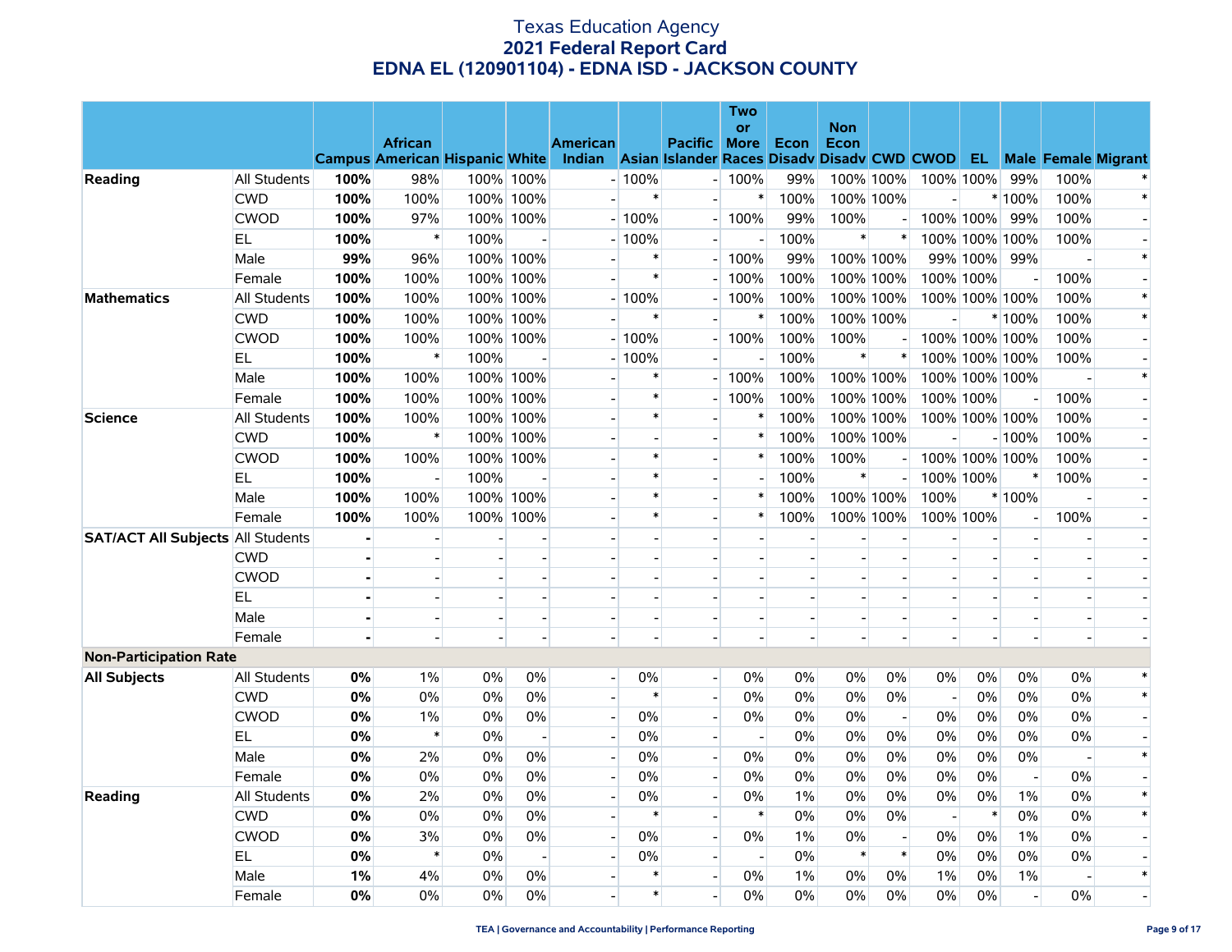# Texas Education Agency
## 2021 Federal Report Card
## EDNA EL (120901104) - EDNA ISD - JACKSON COUNTY

| | | Campus | African American | Hispanic | White | American Indian | Asian | Pacific Islander | Two or More Races | Econ Disadv | Non Econ Disadv | CWD | CWOD | EL | Male | Female | Migrant |
|---|---|---|---|---|---|---|---|---|---|---|---|---|---|---|---|---|---|
| **Reading** | All Students | **100%** | 98% | 100% | 100% | - | 100% | - | 100% | 99% | 100% | 100% | 100% | 100% | 99% | 100% | * |
| | CWD | **100%** | 100% | 100% | 100% | - | * | - | * | 100% | 100% | 100% | - | * | 100% | 100% | * |
| | CWOD | **100%** | 97% | 100% | 100% | - | 100% | - | 100% | 99% | 100% | - | 100% | 100% | 99% | 100% | - |
| | EL | **100%** | * | 100% | - | - | 100% | - | - | 100% | * | * | 100% | 100% | 100% | 100% | - |
| | Male | **99%** | 96% | 100% | 100% | - | * | - | 100% | 99% | 100% | 100% | 99% | 100% | 99% | - | * |
| | Female | **100%** | 100% | 100% | 100% | - | * | - | 100% | 100% | 100% | 100% | 100% | 100% | - | 100% | - |
| **Mathematics** | All Students | **100%** | 100% | 100% | 100% | - | 100% | - | 100% | 100% | 100% | 100% | 100% | 100% | 100% | 100% | * |
| | CWD | **100%** | 100% | 100% | 100% | - | * | - | * | 100% | 100% | 100% | - | * | 100% | 100% | * |
| | CWOD | **100%** | 100% | 100% | 100% | - | 100% | - | 100% | 100% | 100% | - | 100% | 100% | 100% | 100% | - |
| | EL | **100%** | * | 100% | - | - | 100% | - | - | 100% | * | * | 100% | 100% | 100% | 100% | - |
| | Male | **100%** | 100% | 100% | 100% | - | * | - | 100% | 100% | 100% | 100% | 100% | 100% | 100% | - | * |
| | Female | **100%** | 100% | 100% | 100% | - | * | - | 100% | 100% | 100% | 100% | 100% | 100% | - | 100% | - |
| **Science** | All Students | **100%** | 100% | 100% | 100% | - | * | - | * | 100% | 100% | 100% | 100% | 100% | 100% | 100% | - |
| | CWD | **100%** | * | 100% | 100% | - | - | - | * | 100% | 100% | 100% | - | - | 100% | 100% | - |
| | CWOD | **100%** | 100% | 100% | 100% | - | * | - | * | 100% | 100% | - | 100% | 100% | 100% | 100% | - |
| | EL | **100%** | - | 100% | - | - | * | - | - | 100% | * | - | 100% | 100% | * | 100% | - |
| | Male | **100%** | 100% | 100% | 100% | - | * | - | * | 100% | 100% | 100% | 100% | * | 100% | - | - |
| | Female | **100%** | 100% | 100% | 100% | - | * | - | * | 100% | 100% | 100% | 100% | 100% | - | 100% | - |
| **SAT/ACT All Subjects** | All Students | **-** | - | - | - | - | - | - | - | - | - | - | - | - | - | - | - |
| | CWD | **-** | - | - | - | - | - | - | - | - | - | - | - | - | - | - | - |
| | CWOD | **-** | - | - | - | - | - | - | - | - | - | - | - | - | - | - | - |
| | EL | **-** | - | - | - | - | - | - | - | - | - | - | - | - | - | - | - |
| | Male | **-** | - | - | - | - | - | - | - | - | - | - | - | - | - | - | - |
| | Female | **-** | - | - | - | - | - | - | - | - | - | - | - | - | - | - | - |
| **Non-Participation Rate** | | | | | | | | | | | | | | | | | |
| **All Subjects** | All Students | **0%** | 1% | 0% | 0% | - | 0% | - | 0% | 0% | 0% | 0% | 0% | 0% | 0% | 0% | * |
| | CWD | **0%** | 0% | 0% | 0% | - | * | - | 0% | 0% | 0% | 0% | - | 0% | 0% | 0% | * |
| | CWOD | **0%** | 1% | 0% | 0% | - | 0% | - | 0% | 0% | 0% | - | 0% | 0% | 0% | 0% | - |
| | EL | **0%** | * | 0% | - | - | 0% | - | - | 0% | 0% | 0% | 0% | 0% | 0% | 0% | - |
| | Male | **0%** | 2% | 0% | 0% | - | 0% | - | 0% | 0% | 0% | 0% | 0% | 0% | 0% | - | * |
| | Female | **0%** | 0% | 0% | 0% | - | 0% | - | 0% | 0% | 0% | 0% | 0% | 0% | - | 0% | - |
| **Reading** | All Students | **0%** | 2% | 0% | 0% | - | 0% | - | 0% | 1% | 0% | 0% | 0% | 0% | 1% | 0% | * |
| | CWD | **0%** | 0% | 0% | 0% | - | * | - | * | 0% | 0% | 0% | - | * | 0% | 0% | * |
| | CWOD | **0%** | 3% | 0% | 0% | - | 0% | - | 0% | 1% | 0% | - | 0% | 0% | 1% | 0% | - |
| | EL | **0%** | * | 0% | - | - | 0% | - | - | 0% | * | * | 0% | 0% | 0% | 0% | - |
| | Male | **1%** | 4% | 0% | 0% | - | * | - | 0% | 1% | 0% | 0% | 1% | 0% | 1% | - | * |
| | Female | **0%** | 0% | 0% | 0% | - | * | - | 0% | 0% | 0% | 0% | 0% | 0% | - | 0% | - |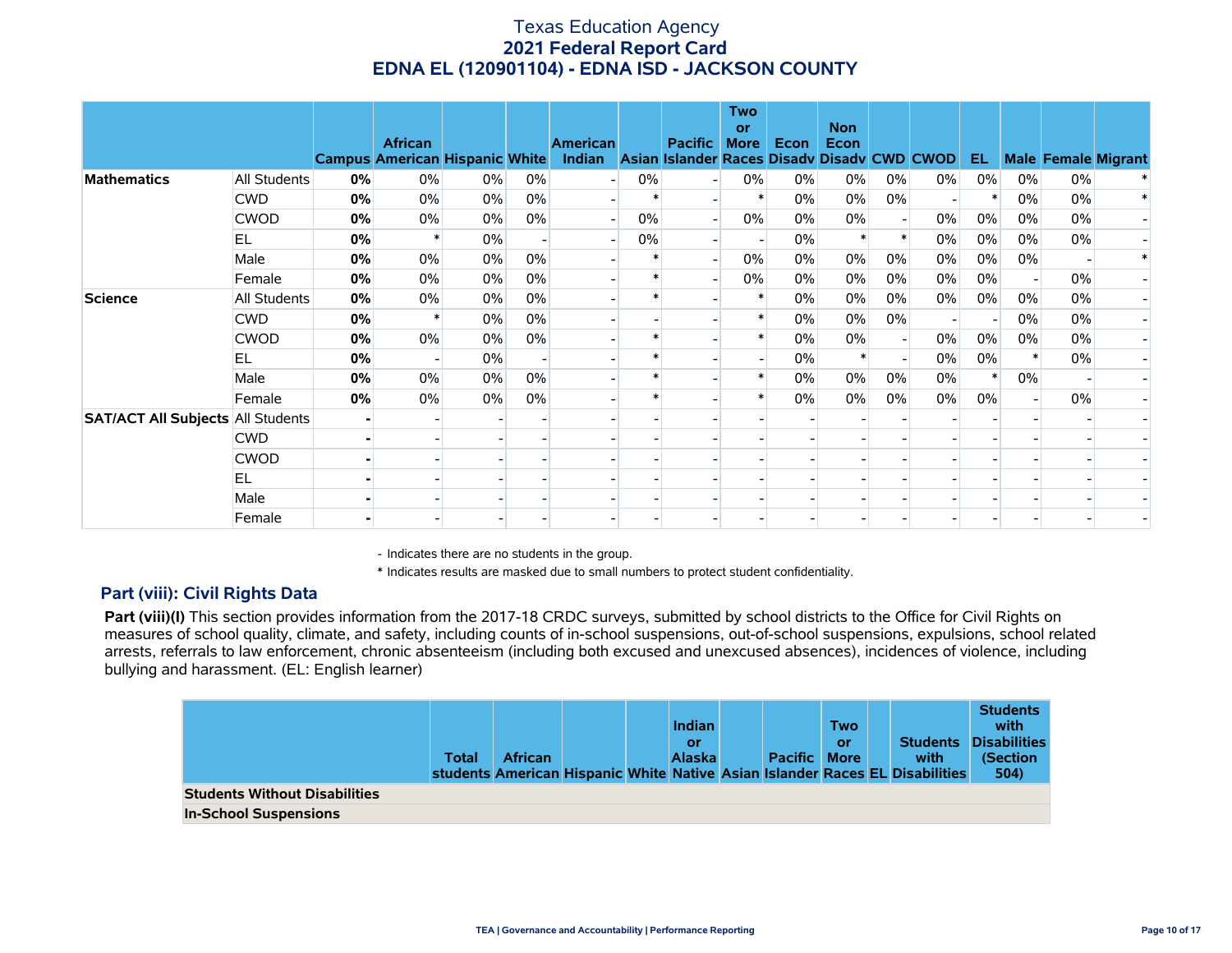# Texas Education Agency
## 2021 Federal Report Card
## EDNA EL (120901104) - EDNA ISD - JACKSON COUNTY

| | | Campus | African American | Hispanic | White | American Indian | Asian | Pacific Islander | Two or More Races | Econ Disadv | Non Econ Disadv | CWD | CWOD | EL | Male | Female | Migrant |
|---|---|---|---|---|---|---|---|---|---|---|---|---|---|---|---|---|---|
| **Mathematics** | All Students | **0%** | 0% | 0% | 0% | - | 0% | - | 0% | 0% | 0% | 0% | 0% | 0% | 0% | 0% | * |
| | CWD | **0%** | 0% | 0% | 0% | - | * | - | * | 0% | 0% | 0% | - | * | 0% | 0% | * |
| | CWOD | **0%** | 0% | 0% | 0% | - | 0% | - | 0% | 0% | 0% | - | 0% | 0% | 0% | 0% | - |
| | EL | **0%** | * | 0% | - | - | 0% | - | - | 0% | * | * | 0% | 0% | 0% | 0% | - |
| | Male | **0%** | 0% | 0% | 0% | - | * | - | 0% | 0% | 0% | 0% | 0% | 0% | 0% | - | * |
| | Female | **0%** | 0% | 0% | 0% | - | * | - | 0% | 0% | 0% | 0% | 0% | 0% | - | 0% | - |
| **Science** | All Students | **0%** | 0% | 0% | 0% | - | * | - | * | 0% | 0% | 0% | 0% | 0% | 0% | 0% | - |
| | CWD | **0%** | * | 0% | 0% | - | - | - | * | 0% | 0% | 0% | - | - | 0% | 0% | - |
| | CWOD | **0%** | 0% | 0% | 0% | - | * | - | * | 0% | 0% | - | 0% | 0% | 0% | 0% | - |
| | EL | **0%** | - | 0% | - | - | * | - | - | 0% | * | - | 0% | 0% | * | 0% | - |
| | Male | **0%** | 0% | 0% | 0% | - | * | - | * | 0% | 0% | 0% | 0% | * | 0% | - | - |
| | Female | **0%** | 0% | 0% | 0% | - | * | - | * | 0% | 0% | 0% | 0% | 0% | - | 0% | - |
| **SAT/ACT All Subjects** | All Students | **-** | - | - | - | - | - | - | - | - | - | - | - | - | - | - | - |
| | CWD | **-** | - | - | - | - | - | - | - | - | - | - | - | - | - | - | - |
| | CWOD | **-** | - | - | - | - | - | - | - | - | - | - | - | - | - | - | - |
| | EL | **-** | - | - | - | - | - | - | - | - | - | - | - | - | - | - | - |
| | Male | **-** | - | - | - | - | - | - | - | - | - | - | - | - | - | - | - |
| | Female | **-** | - | - | - | - | - | - | - | - | - | - | - | - | - | - | - |

- Indicates there are no students in the group.

\* Indicates results are masked due to small numbers to protect student confidentiality.

### Part (viii): Civil Rights Data

**Part (viii)(I)** This section provides information from the 2017-18 CRDC surveys, submitted by school districts to the Office for Civil Rights on measures of school quality, climate, and safety, including counts of in-school suspensions, out-of-school suspensions, expulsions, school related arrests, referrals to law enforcement, chronic absenteeism (including both excused and unexcused absences), incidences of violence, including bullying and harassment. (EL: English learner)

| | Total students | African American | Hispanic | White | Indian or Alaska Native | Asian | Pacific Islander | Two or More Races | EL | Students with Disabilities | Students with Disabilities (Section 504) |
|---|---|---|---|---|---|---|---|---|---|---|---|
| **Students Without Disabilities** | | | | | | | | | | | |
| **In-School Suspensions** | | | | | | | | | | | |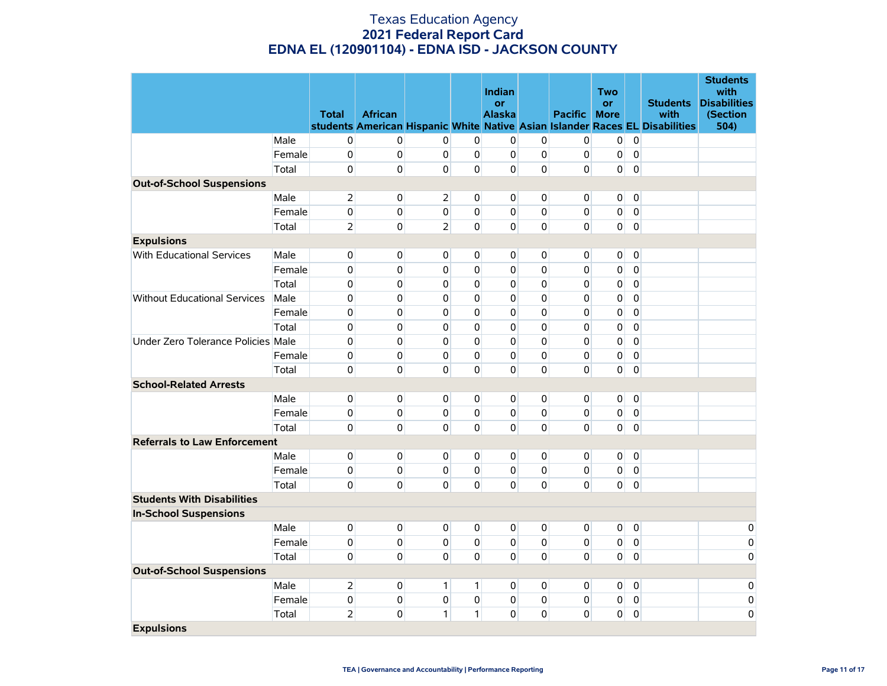# Texas Education Agency
## 2021 Federal Report Card
## EDNA EL (120901104) - EDNA ISD - JACKSON COUNTY

| | | Total students | African American | Hispanic | White | Indian or Alaska Native | Asian | Pacific Islander | Two or More Races | EL | Students with Disabilities | Students with Disabilities (Section 504) |
|---|---|---|---|---|---|---|---|---|---|---|---|---|
| | Male | 0 | 0 | 0 | 0 | 0 | 0 | 0 | 0 | 0 | | |
| | Female | 0 | 0 | 0 | 0 | 0 | 0 | 0 | 0 | 0 | | |
| | Total | 0 | 0 | 0 | 0 | 0 | 0 | 0 | 0 | 0 | | |
| **Out-of-School Suspensions** | | | | | | | | | | | | |
| | Male | 2 | 0 | 2 | 0 | 0 | 0 | 0 | 0 | 0 | | |
| | Female | 0 | 0 | 0 | 0 | 0 | 0 | 0 | 0 | 0 | | |
| | Total | 2 | 0 | 2 | 0 | 0 | 0 | 0 | 0 | 0 | | |
| **Expulsions** | | | | | | | | | | | | |
| With Educational Services | Male | 0 | 0 | 0 | 0 | 0 | 0 | 0 | 0 | 0 | | |
| | Female | 0 | 0 | 0 | 0 | 0 | 0 | 0 | 0 | 0 | | |
| | Total | 0 | 0 | 0 | 0 | 0 | 0 | 0 | 0 | 0 | | |
| Without Educational Services | Male | 0 | 0 | 0 | 0 | 0 | 0 | 0 | 0 | 0 | | |
| | Female | 0 | 0 | 0 | 0 | 0 | 0 | 0 | 0 | 0 | | |
| | Total | 0 | 0 | 0 | 0 | 0 | 0 | 0 | 0 | 0 | | |
| Under Zero Tolerance Policies | Male | 0 | 0 | 0 | 0 | 0 | 0 | 0 | 0 | 0 | | |
| | Female | 0 | 0 | 0 | 0 | 0 | 0 | 0 | 0 | 0 | | |
| | Total | 0 | 0 | 0 | 0 | 0 | 0 | 0 | 0 | 0 | | |
| **School-Related Arrests** | | | | | | | | | | | | |
| | Male | 0 | 0 | 0 | 0 | 0 | 0 | 0 | 0 | 0 | | |
| | Female | 0 | 0 | 0 | 0 | 0 | 0 | 0 | 0 | 0 | | |
| | Total | 0 | 0 | 0 | 0 | 0 | 0 | 0 | 0 | 0 | | |
| **Referrals to Law Enforcement** | | | | | | | | | | | | |
| | Male | 0 | 0 | 0 | 0 | 0 | 0 | 0 | 0 | 0 | | |
| | Female | 0 | 0 | 0 | 0 | 0 | 0 | 0 | 0 | 0 | | |
| | Total | 0 | 0 | 0 | 0 | 0 | 0 | 0 | 0 | 0 | | |
| **Students With Disabilities** | | | | | | | | | | | | |
| **In-School Suspensions** | | | | | | | | | | | | |
| | Male | 0 | 0 | 0 | 0 | 0 | 0 | 0 | 0 | 0 | | 0 |
| | Female | 0 | 0 | 0 | 0 | 0 | 0 | 0 | 0 | 0 | | 0 |
| | Total | 0 | 0 | 0 | 0 | 0 | 0 | 0 | 0 | 0 | | 0 |
| **Out-of-School Suspensions** | | | | | | | | | | | | |
| | Male | 2 | 0 | 1 | 1 | 0 | 0 | 0 | 0 | 0 | | 0 |
| | Female | 0 | 0 | 0 | 0 | 0 | 0 | 0 | 0 | 0 | | 0 |
| | Total | 2 | 0 | 1 | 1 | 0 | 0 | 0 | 0 | 0 | | 0 |
| **Expulsions** | | | | | | | | | | | | |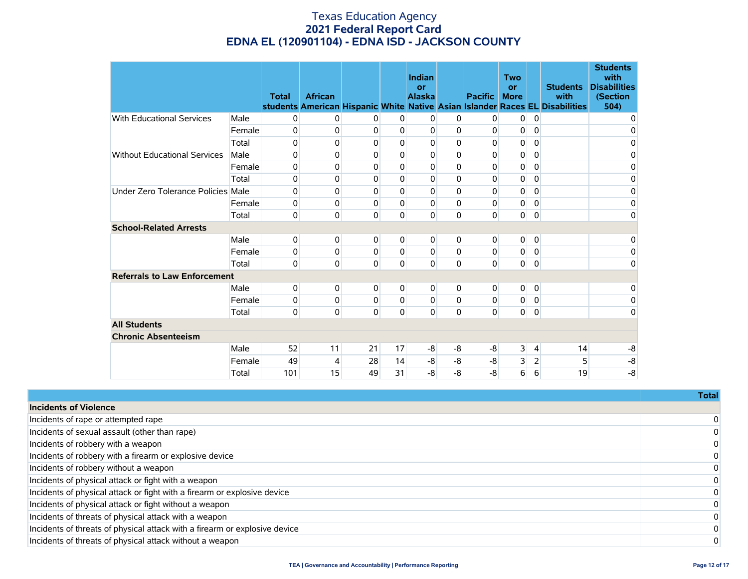# Texas Education Agency
## 2021 Federal Report Card
## EDNA EL (120901104) - EDNA ISD - JACKSON COUNTY

| | | Total students | African American | Hispanic | White | Indian or Alaska Native | Asian | Pacific Islander | Two or More Races | EL | Students with Disabilities | Students with Disabilities (Section 504) |
|---|---|---|---|---|---|---|---|---|---|---|---|---|
| With Educational Services | Male | 0 | 0 | 0 | 0 | 0 | 0 | 0 | 0 | 0 | | 0 |
| | Female | 0 | 0 | 0 | 0 | 0 | 0 | 0 | 0 | 0 | | 0 |
| | Total | 0 | 0 | 0 | 0 | 0 | 0 | 0 | 0 | 0 | | 0 |
| Without Educational Services | Male | 0 | 0 | 0 | 0 | 0 | 0 | 0 | 0 | 0 | | 0 |
| | Female | 0 | 0 | 0 | 0 | 0 | 0 | 0 | 0 | 0 | | 0 |
| | Total | 0 | 0 | 0 | 0 | 0 | 0 | 0 | 0 | 0 | | 0 |
| Under Zero Tolerance Policies | Male | 0 | 0 | 0 | 0 | 0 | 0 | 0 | 0 | 0 | | 0 |
| | Female | 0 | 0 | 0 | 0 | 0 | 0 | 0 | 0 | 0 | | 0 |
| | Total | 0 | 0 | 0 | 0 | 0 | 0 | 0 | 0 | 0 | | 0 |
| **School-Related Arrests** | | | | | | | | | | | | |
| | Male | 0 | 0 | 0 | 0 | 0 | 0 | 0 | 0 | 0 | | 0 |
| | Female | 0 | 0 | 0 | 0 | 0 | 0 | 0 | 0 | 0 | | 0 |
| | Total | 0 | 0 | 0 | 0 | 0 | 0 | 0 | 0 | 0 | | 0 |
| **Referrals to Law Enforcement** | | | | | | | | | | | | |
| | Male | 0 | 0 | 0 | 0 | 0 | 0 | 0 | 0 | 0 | | 0 |
| | Female | 0 | 0 | 0 | 0 | 0 | 0 | 0 | 0 | 0 | | 0 |
| | Total | 0 | 0 | 0 | 0 | 0 | 0 | 0 | 0 | 0 | | 0 |
| **All Students** | | | | | | | | | | | | |
| **Chronic Absenteeism** | | | | | | | | | | | | |
| | Male | 52 | 11 | 21 | 17 | -8 | -8 | -8 | 3 | 4 | 14 | -8 |
| | Female | 49 | 4 | 28 | 14 | -8 | -8 | -8 | 3 | 2 | 5 | -8 |
| | Total | 101 | 15 | 49 | 31 | -8 | -8 | -8 | 6 | 6 | 19 | -8 |

| | Total |
|---|---|
| **Incidents of Violence** | |
| Incidents of rape or attempted rape | 0 |
| Incidents of sexual assault (other than rape) | 0 |
| Incidents of robbery with a weapon | 0 |
| Incidents of robbery with a firearm or explosive device | 0 |
| Incidents of robbery without a weapon | 0 |
| Incidents of physical attack or fight with a weapon | 0 |
| Incidents of physical attack or fight with a firearm or explosive device | 0 |
| Incidents of physical attack or fight without a weapon | 0 |
| Incidents of threats of physical attack with a weapon | 0 |
| Incidents of threats of physical attack with a firearm or explosive device | 0 |
| Incidents of threats of physical attack without a weapon | 0 |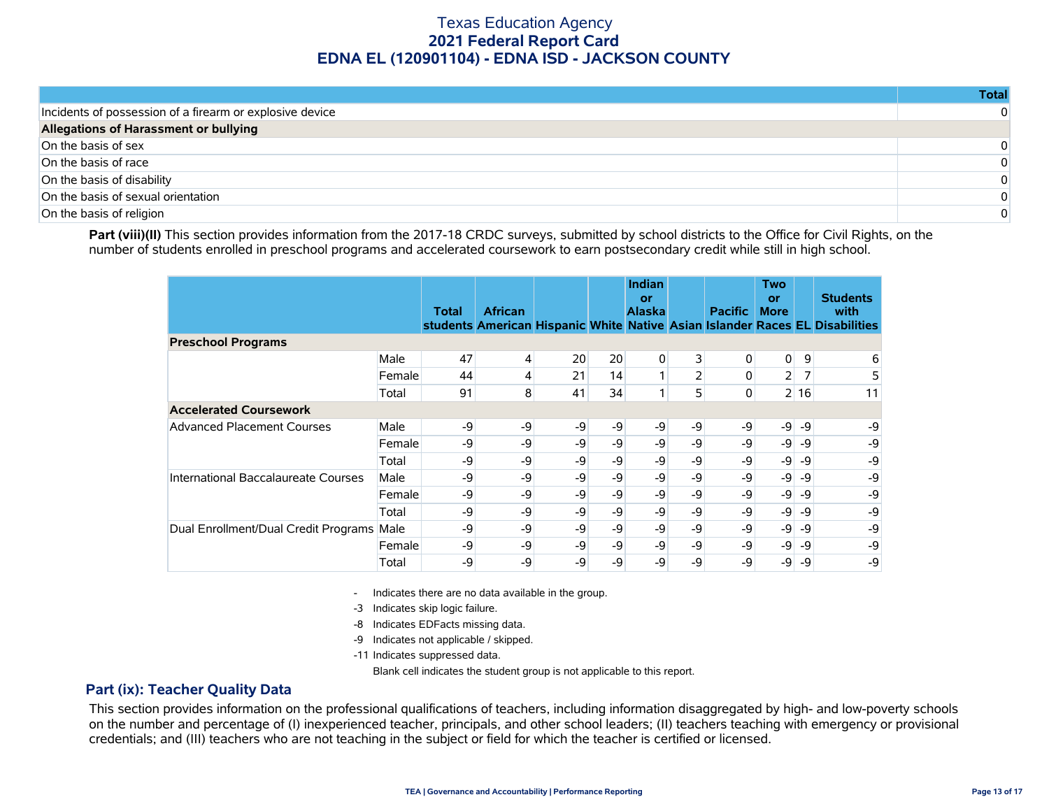# Texas Education Agency
## 2021 Federal Report Card
## EDNA EL (120901104) - EDNA ISD - JACKSON COUNTY

| | Total |
|---|---|
| Incidents of possession of a firearm or explosive device | 0 |
| **Allegations of Harassment or bullying** | |
| On the basis of sex | 0 |
| On the basis of race | 0 |
| On the basis of disability | 0 |
| On the basis of sexual orientation | 0 |
| On the basis of religion | 0 |

**Part (viii)(II)** This section provides information from the 2017-18 CRDC surveys, submitted by school districts to the Office for Civil Rights, on the number of students enrolled in preschool programs and accelerated coursework to earn postsecondary credit while still in high school.

| | | Total students | African American | Hispanic | White | Indian or Alaska Native | Asian | Pacific Islander | Two or More Races | EL | Students with Disabilities |
|---|---|---|---|---|---|---|---|---|---|---|---|
| **Preschool Programs** | | | | | | | | | | | |
| | Male | 47 | 4 | 20 | 20 | 0 | 3 | 0 | 0 | 9 | 6 |
| | Female | 44 | 4 | 21 | 14 | 1 | 2 | 0 | 2 | 7 | 5 |
| | Total | 91 | 8 | 41 | 34 | 1 | 5 | 0 | 2 | 16 | 11 |
| **Accelerated Coursework** | | | | | | | | | | | |
| Advanced Placement Courses | Male | -9 | -9 | -9 | -9 | -9 | -9 | -9 | -9 | -9 | -9 |
| | Female | -9 | -9 | -9 | -9 | -9 | -9 | -9 | -9 | -9 | -9 |
| | Total | -9 | -9 | -9 | -9 | -9 | -9 | -9 | -9 | -9 | -9 |
| International Baccalaureate Courses | Male | -9 | -9 | -9 | -9 | -9 | -9 | -9 | -9 | -9 | -9 |
| | Female | -9 | -9 | -9 | -9 | -9 | -9 | -9 | -9 | -9 | -9 |
| | Total | -9 | -9 | -9 | -9 | -9 | -9 | -9 | -9 | -9 | -9 |
| Dual Enrollment/Dual Credit Programs | Male | -9 | -9 | -9 | -9 | -9 | -9 | -9 | -9 | -9 | -9 |
| | Female | -9 | -9 | -9 | -9 | -9 | -9 | -9 | -9 | -9 | -9 |
| | Total | -9 | -9 | -9 | -9 | -9 | -9 | -9 | -9 | -9 | -9 |

- Indicates there are no data available in the group.
-3 Indicates skip logic failure.
-8 Indicates EDFacts missing data.
-9 Indicates not applicable / skipped.
-11 Indicates suppressed data.
Blank cell indicates the student group is not applicable to this report.

## Part (ix): Teacher Quality Data

This section provides information on the professional qualifications of teachers, including information disaggregated by high- and low-poverty schools on the number and percentage of (I) inexperienced teacher, principals, and other school leaders; (II) teachers teaching with emergency or provisional credentials; and (III) teachers who are not teaching in the subject or field for which the teacher is certified or licensed.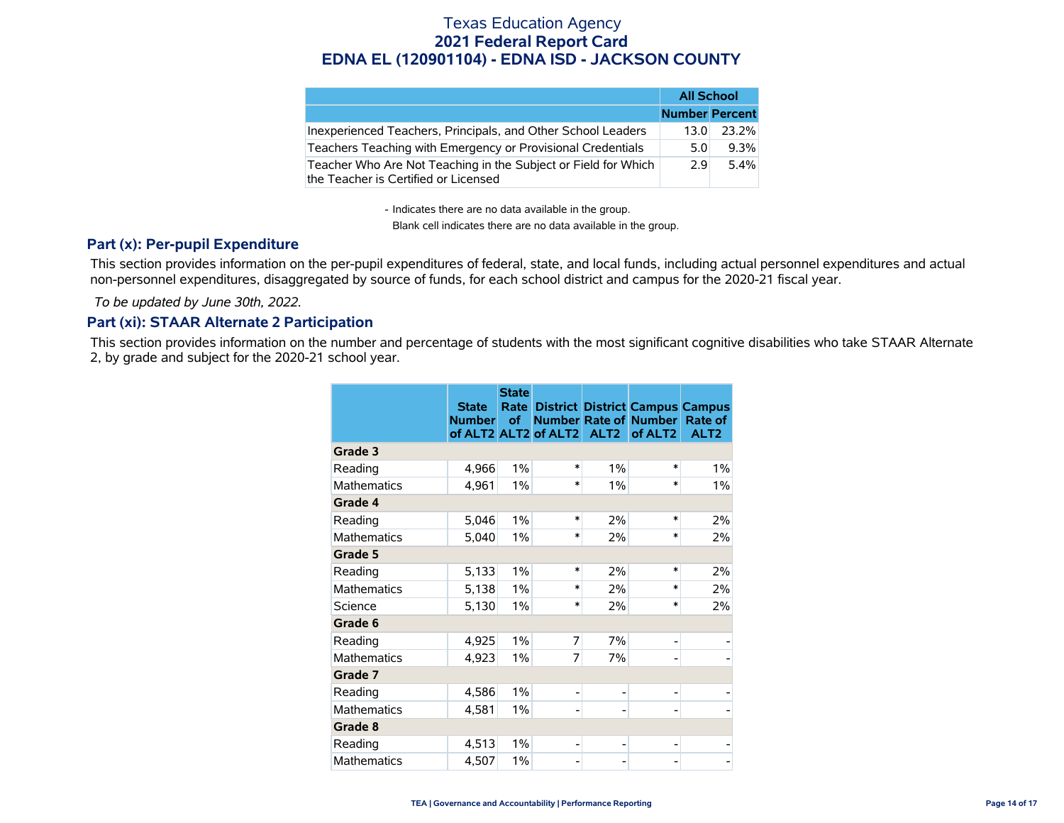Texas Education Agency
**2021 Federal Report Card**
**EDNA EL (120901104) - EDNA ISD - JACKSON COUNTY**

| | All School | |
|---|---|---|
| | Number | Percent |
| Inexperienced Teachers, Principals, and Other School Leaders | 13.0 | 23.2% |
| Teachers Teaching with Emergency or Provisional Credentials | 5.0 | 9.3% |
| Teacher Who Are Not Teaching in the Subject or Field for Which the Teacher is Certified or Licensed | 2.9 | 5.4% |

- Indicates there are no data available in the group.
Blank cell indicates there are no data available in the group.

## Part (x): Per-pupil Expenditure

This section provides information on the per-pupil expenditures of federal, state, and local funds, including actual personnel expenditures and actual non-personnel expenditures, disaggregated by source of funds, for each school district and campus for the 2020-21 fiscal year.

*To be updated by June 30th, 2022.*

## Part (xi): STAAR Alternate 2 Participation

This section provides information on the number and percentage of students with the most significant cognitive disabilities who take STAAR Alternate 2, by grade and subject for the 2020-21 school year.

| | State Number of ALT2 | State Rate of ALT2 | District Number of ALT2 | District Rate of ALT2 | Campus Number of ALT2 | Campus Rate of ALT2 |
|---|---|---|---|---|---|---|
| **Grade 3** | | | | | | |
| Reading | 4,966 | 1% | * | 1% | * | 1% |
| Mathematics | 4,961 | 1% | * | 1% | * | 1% |
| **Grade 4** | | | | | | |
| Reading | 5,046 | 1% | * | 2% | * | 2% |
| Mathematics | 5,040 | 1% | * | 2% | * | 2% |
| **Grade 5** | | | | | | |
| Reading | 5,133 | 1% | * | 2% | * | 2% |
| Mathematics | 5,138 | 1% | * | 2% | * | 2% |
| Science | 5,130 | 1% | * | 2% | * | 2% |
| **Grade 6** | | | | | | |
| Reading | 4,925 | 1% | 7 | 7% | - | - |
| Mathematics | 4,923 | 1% | 7 | 7% | - | - |
| **Grade 7** | | | | | | |
| Reading | 4,586 | 1% | - | - | - | - |
| Mathematics | 4,581 | 1% | - | - | - | - |
| **Grade 8** | | | | | | |
| Reading | 4,513 | 1% | - | - | - | - |
| Mathematics | 4,507 | 1% | - | - | - | - |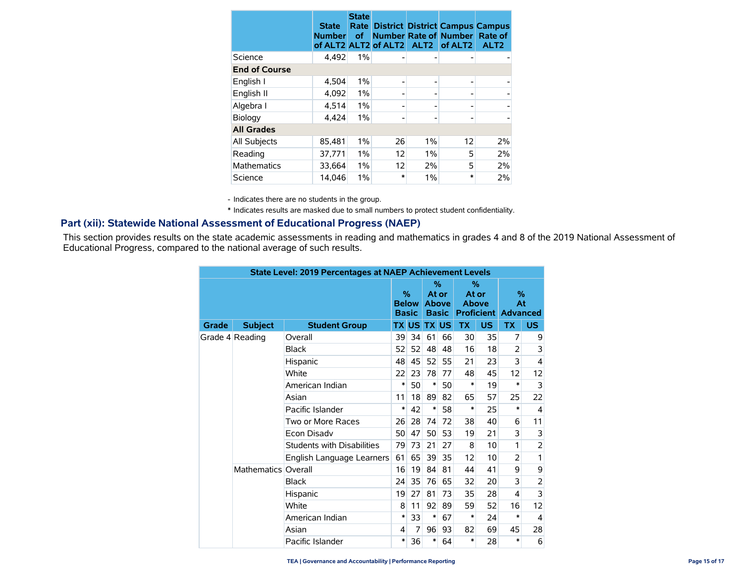| | State Number of ALT2 | State Rate of ALT2 | District Number of ALT2 | District Rate of ALT2 | Campus Number of ALT2 | Campus Rate of ALT2 |
|---|---|---|---|---|---|---|
| Science | 4,492 | 1% | - | - | - | - |
| **End of Course** | | | | | | |
| English I | 4,504 | 1% | - | - | - | - |
| English II | 4,092 | 1% | - | - | - | - |
| Algebra I | 4,514 | 1% | - | - | - | - |
| Biology | 4,424 | 1% | - | - | - | - |
| **All Grades** | | | | | | |
| All Subjects | 85,481 | 1% | 26 | 1% | 12 | 2% |
| Reading | 37,771 | 1% | 12 | 1% | 5 | 2% |
| Mathematics | 33,664 | 1% | 12 | 2% | 5 | 2% |
| Science | 14,046 | 1% | * | 1% | * | 2% |

\- Indicates there are no students in the group.

\* Indicates results are masked due to small numbers to protect student confidentiality.

## Part (xii): Statewide National Assessment of Educational Progress (NAEP)

This section provides results on the state academic assessments in reading and mathematics in grades 4 and 8 of the 2019 National Assessment of Educational Progress, compared to the national average of such results.

| State Level: 2019 Percentages at NAEP Achievement Levels | | | | | | | | | | |
|---|---|---|---|---|---|---|---|---|---|---|
| | | | % Below Basic | | % At or Above Basic | | % At or Above Proficient | | % At Advanced | |
| Grade | Subject | Student Group | TX | US | TX | US | TX | US | TX | US |
| Grade 4 | Reading | Overall | 39 | 34 | 61 | 66 | 30 | 35 | 7 | 9 |
| | | Black | 52 | 52 | 48 | 48 | 16 | 18 | 2 | 3 |
| | | Hispanic | 48 | 45 | 52 | 55 | 21 | 23 | 3 | 4 |
| | | White | 22 | 23 | 78 | 77 | 48 | 45 | 12 | 12 |
| | | American Indian | * | 50 | * | 50 | * | 19 | * | 3 |
| | | Asian | 11 | 18 | 89 | 82 | 65 | 57 | 25 | 22 |
| | | Pacific Islander | * | 42 | * | 58 | * | 25 | * | 4 |
| | | Two or More Races | 26 | 28 | 74 | 72 | 38 | 40 | 6 | 11 |
| | | Econ Disadv | 50 | 47 | 50 | 53 | 19 | 21 | 3 | 3 |
| | | Students with Disabilities | 79 | 73 | 21 | 27 | 8 | 10 | 1 | 2 |
| | | English Language Learners | 61 | 65 | 39 | 35 | 12 | 10 | 2 | 1 |
| | Mathematics | Overall | 16 | 19 | 84 | 81 | 44 | 41 | 9 | 9 |
| | | Black | 24 | 35 | 76 | 65 | 32 | 20 | 3 | 2 |
| | | Hispanic | 19 | 27 | 81 | 73 | 35 | 28 | 4 | 3 |
| | | White | 8 | 11 | 92 | 89 | 59 | 52 | 16 | 12 |
| | | American Indian | * | 33 | * | 67 | * | 24 | * | 4 |
| | | Asian | 4 | 7 | 96 | 93 | 82 | 69 | 45 | 28 |
| | | Pacific Islander | * | 36 | * | 64 | * | 28 | * | 6 |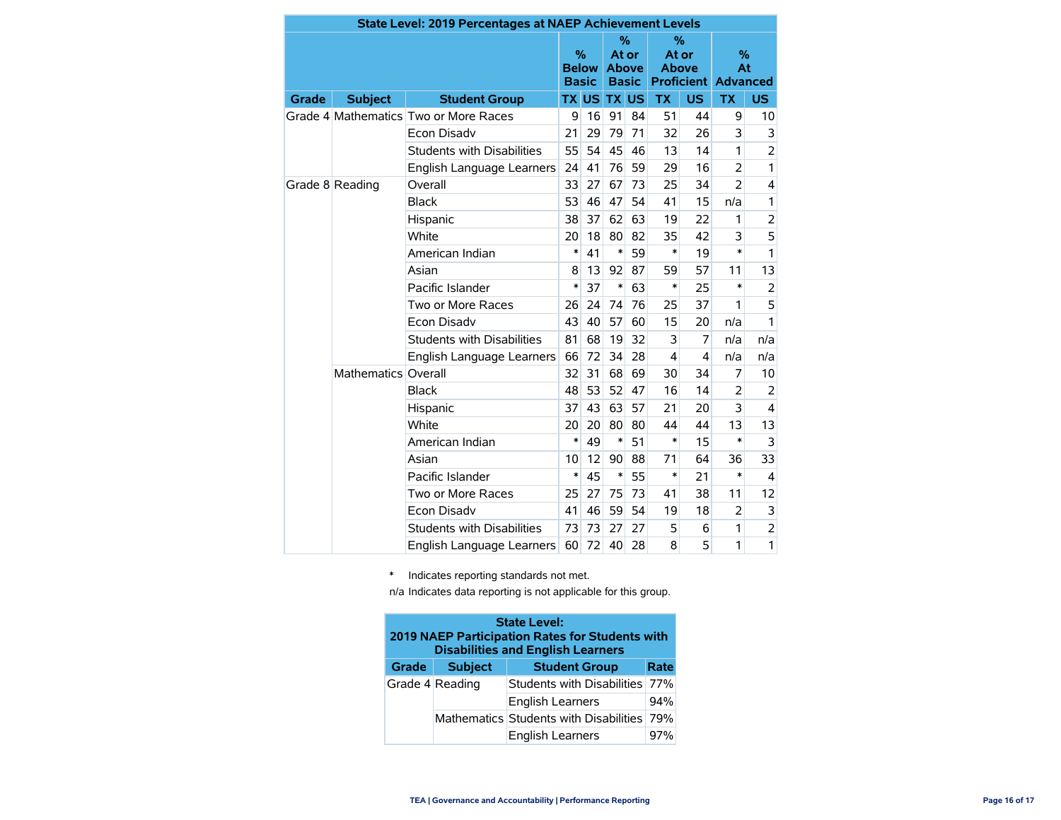| State Level: 2019 Percentages at NAEP Achievement Levels | | | | | | | | | | |
|---|---|---|---|---|---|---|---|---|---|---|
| | | | % Below Basic | | % At or Above Basic | | % At or Above Proficient | | % At Advanced | |
| Grade | Subject | Student Group | TX | US | TX | US | TX | US | TX | US |
| Grade 4 | Mathematics | Two or More Races | 9 | 16 | 91 | 84 | 51 | 44 | 9 | 10 |
| | | Econ Disadv | 21 | 29 | 79 | 71 | 32 | 26 | 3 | 3 |
| | | Students with Disabilities | 55 | 54 | 45 | 46 | 13 | 14 | 1 | 2 |
| | | English Language Learners | 24 | 41 | 76 | 59 | 29 | 16 | 2 | 1 |
| Grade 8 | Reading | Overall | 33 | 27 | 67 | 73 | 25 | 34 | 2 | 4 |
| | | Black | 53 | 46 | 47 | 54 | 41 | 15 | n/a | 1 |
| | | Hispanic | 38 | 37 | 62 | 63 | 19 | 22 | 1 | 2 |
| | | White | 20 | 18 | 80 | 82 | 35 | 42 | 3 | 5 |
| | | American Indian | * | 41 | * | 59 | * | 19 | * | 1 |
| | | Asian | 8 | 13 | 92 | 87 | 59 | 57 | 11 | 13 |
| | | Pacific Islander | * | 37 | * | 63 | * | 25 | * | 2 |
| | | Two or More Races | 26 | 24 | 74 | 76 | 25 | 37 | 1 | 5 |
| | | Econ Disadv | 43 | 40 | 57 | 60 | 15 | 20 | n/a | 1 |
| | | Students with Disabilities | 81 | 68 | 19 | 32 | 3 | 7 | n/a | n/a |
| | | English Language Learners | 66 | 72 | 34 | 28 | 4 | 4 | n/a | n/a |
| | Mathematics | Overall | 32 | 31 | 68 | 69 | 30 | 34 | 7 | 10 |
| | | Black | 48 | 53 | 52 | 47 | 16 | 14 | 2 | 2 |
| | | Hispanic | 37 | 43 | 63 | 57 | 21 | 20 | 3 | 4 |
| | | White | 20 | 20 | 80 | 80 | 44 | 44 | 13 | 13 |
| | | American Indian | * | 49 | * | 51 | * | 15 | * | 3 |
| | | Asian | 10 | 12 | 90 | 88 | 71 | 64 | 36 | 33 |
| | | Pacific Islander | * | 45 | * | 55 | * | 21 | * | 4 |
| | | Two or More Races | 25 | 27 | 75 | 73 | 41 | 38 | 11 | 12 |
| | | Econ Disadv | 41 | 46 | 59 | 54 | 19 | 18 | 2 | 3 |
| | | Students with Disabilities | 73 | 73 | 27 | 27 | 5 | 6 | 1 | 2 |
| | | English Language Learners | 60 | 72 | 40 | 28 | 8 | 5 | 1 | 1 |

\* Indicates reporting standards not met.

n/a Indicates data reporting is not applicable for this group.

| State Level: 2019 NAEP Participation Rates for Students with Disabilities and English Learners | | | |
|---|---|---|---|
| Grade | Subject | Student Group | Rate |
| Grade 4 | Reading | Students with Disabilities | 77% |
| | | English Learners | 94% |
| | Mathematics | Students with Disabilities | 79% |
| | | English Learners | 97% |

TEA | Governance and Accountability | Performance Reporting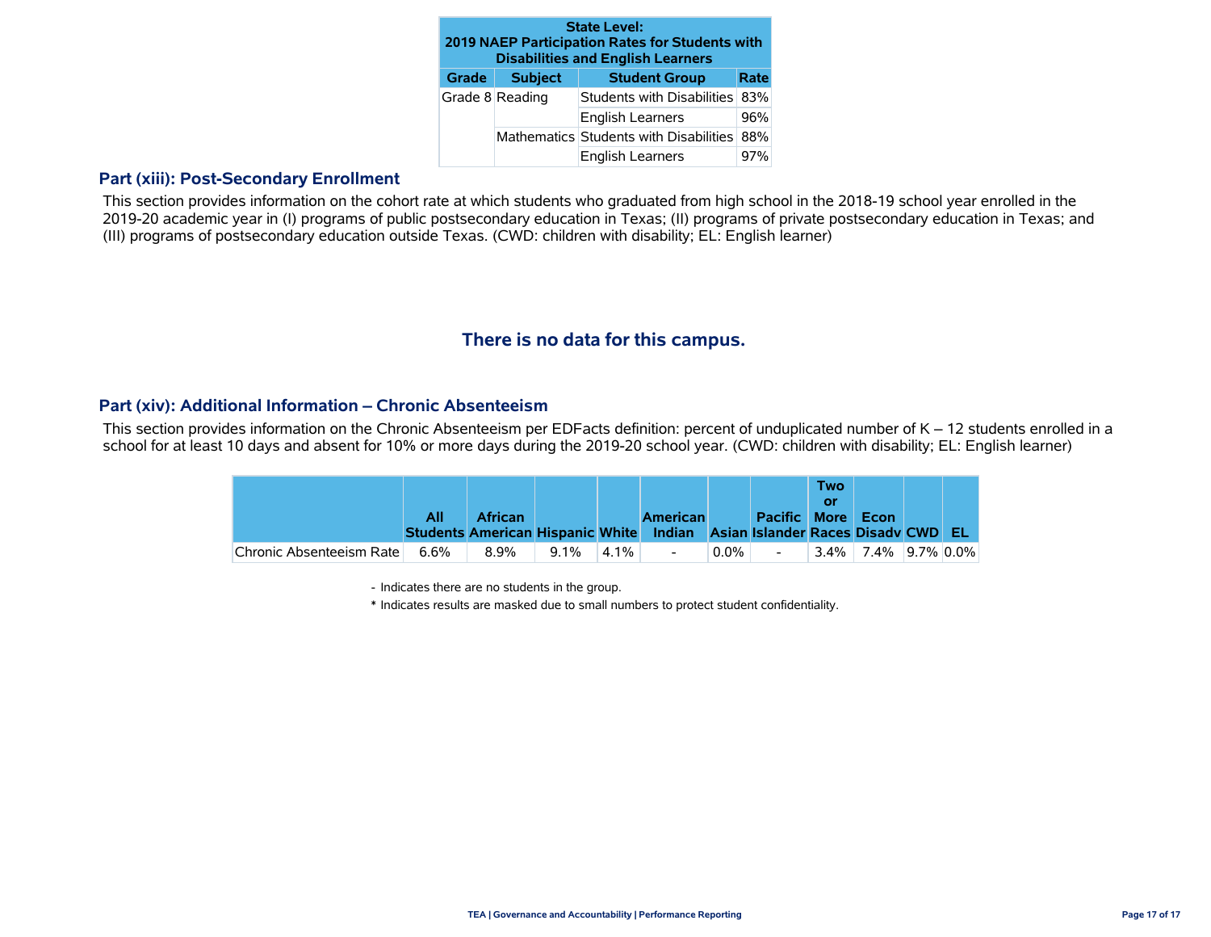| State Level: 2019 NAEP Participation Rates for Students with Disabilities and English Learners | | | |
|---|---|---|---|
| **Grade** | **Subject** | **Student Group** | **Rate** |
| Grade 8 | Reading | Students with Disabilities | 83% |
| | | English Learners | 96% |
| | Mathematics | Students with Disabilities | 88% |
| | | English Learners | 97% |

## Part (xiii): Post-Secondary Enrollment

This section provides information on the cohort rate at which students who graduated from high school in the 2018-19 school year enrolled in the 2019-20 academic year in (I) programs of public postsecondary education in Texas; (II) programs of private postsecondary education in Texas; and (III) programs of postsecondary education outside Texas. (CWD: children with disability; EL: English learner)

**There is no data for this campus.**

## Part (xiv): Additional Information – Chronic Absenteeism

This section provides information on the Chronic Absenteeism per EDFacts definition: percent of unduplicated number of K – 12 students enrolled in a school for at least 10 days and absent for 10% or more days during the 2019-20 school year. (CWD: children with disability; EL: English learner)

| | All Students | African American | Hispanic | White | American Indian | Asian | Pacific Islander | Two or More Races | Econ Disadv | CWD | EL |
|---|---|---|---|---|---|---|---|---|---|---|---|
| Chronic Absenteeism Rate | 6.6% | 8.9% | 9.1% | 4.1% | - | 0.0% | - | 3.4% | 7.4% | 9.7% | 0.0% |

- Indicates there are no students in the group.

* Indicates results are masked due to small numbers to protect student confidentiality.